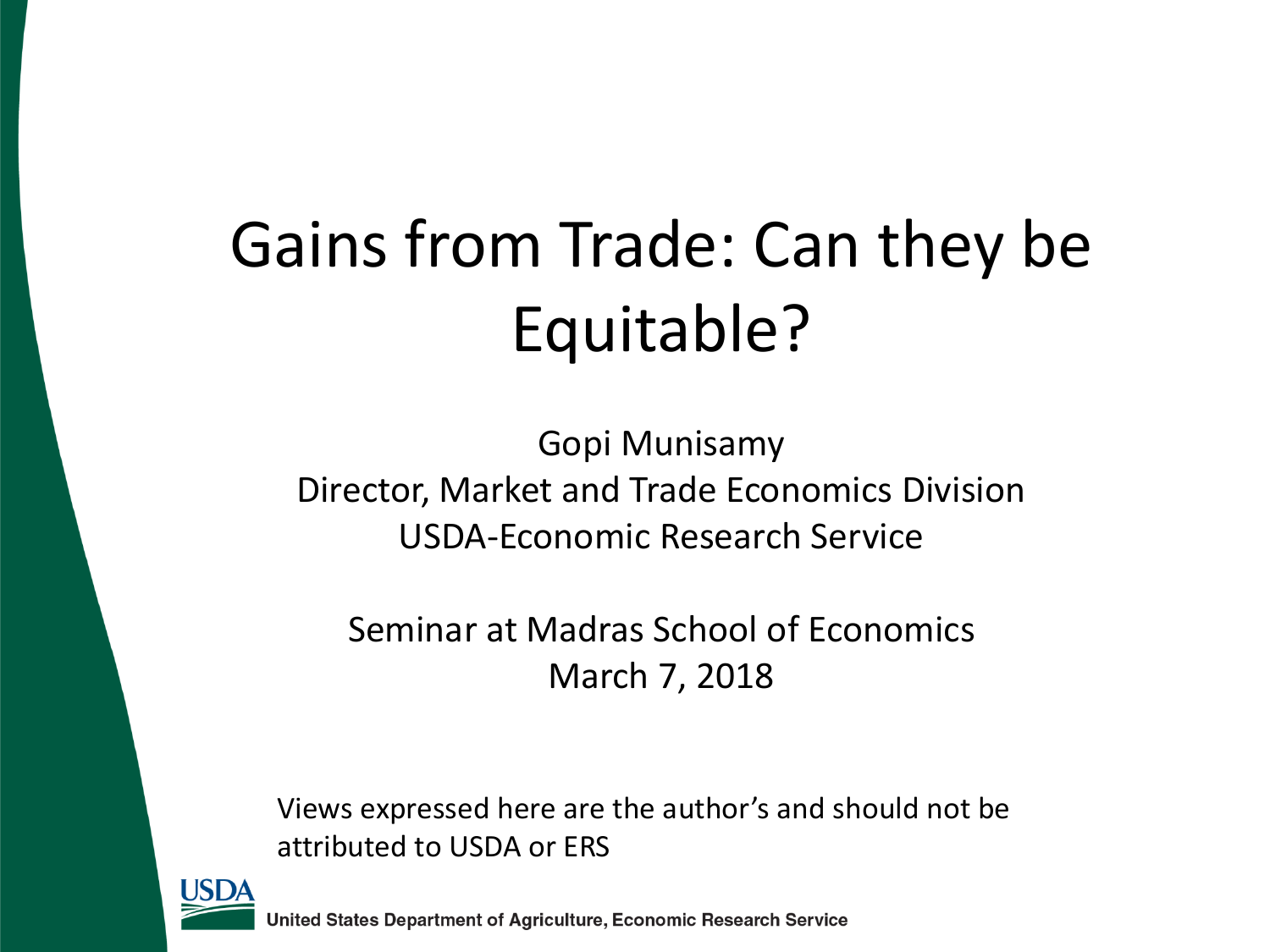# Gains from Trade: Can they be Equitable?

Gopi Munisamy
Director, Market and Trade Economics Division
USDA-Economic Research Service

Seminar at Madras School of Economics
March 7, 2018

Views expressed here are the author's and should not be attributed to USDA or ERS

USDA

United States Department of Agriculture, Economic Research Service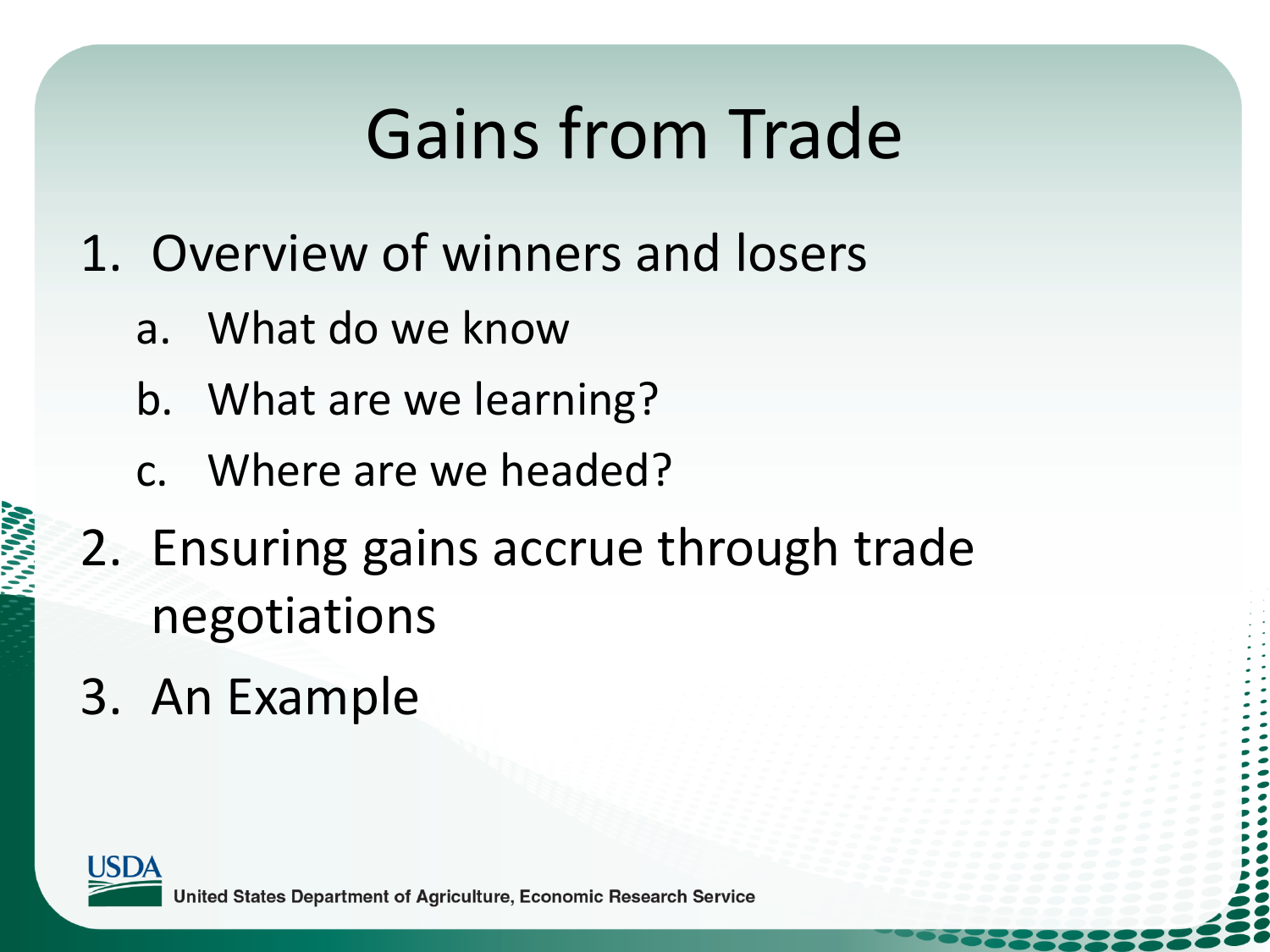# Gains from Trade

1. Overview of winners and losers
   a. What do we know
   b. What are we learning?
   c. Where are we headed?
2. Ensuring gains accrue through trade negotiations
3. An Example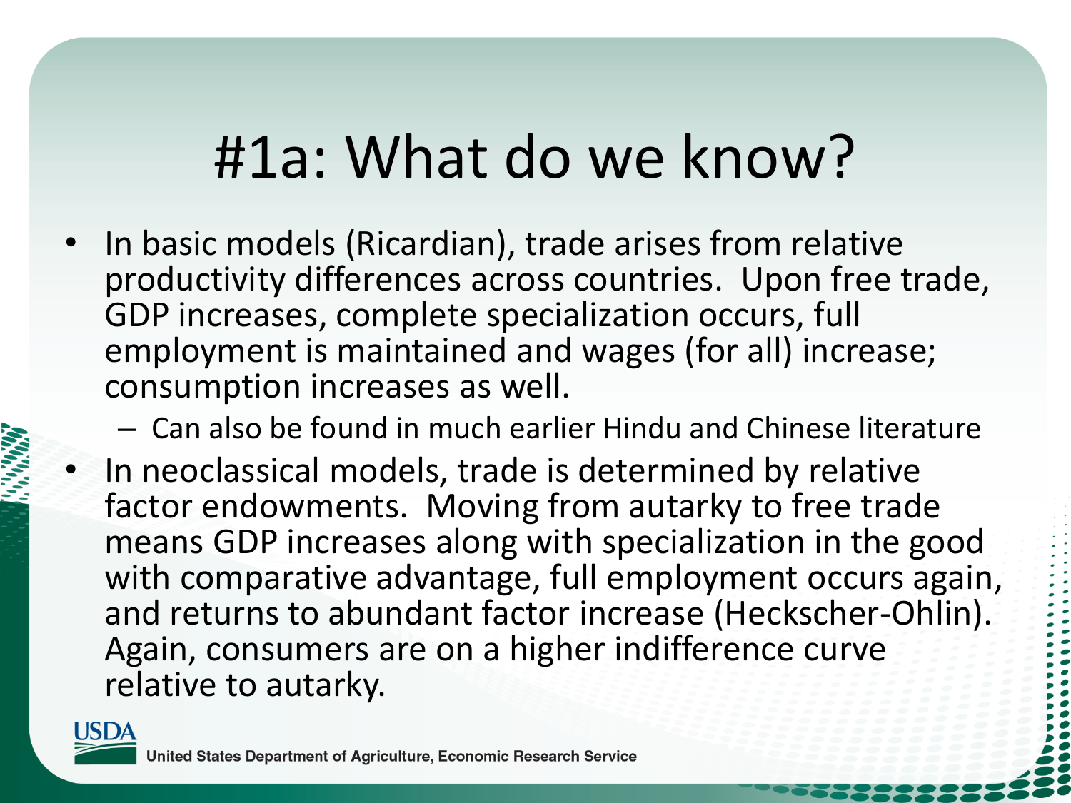# #1a: What do we know?

- In basic models (Ricardian), trade arises from relative productivity differences across countries. Upon free trade, GDP increases, complete specialization occurs, full employment is maintained and wages (for all) increase; consumption increases as well.
  - Can also be found in much earlier Hindu and Chinese literature
- In neoclassical models, trade is determined by relative factor endowments. Moving from autarky to free trade means GDP increases along with specialization in the good with comparative advantage, full employment occurs again, and returns to abundant factor increase (Heckscher-Ohlin). Again, consumers are on a higher indifference curve relative to autarky.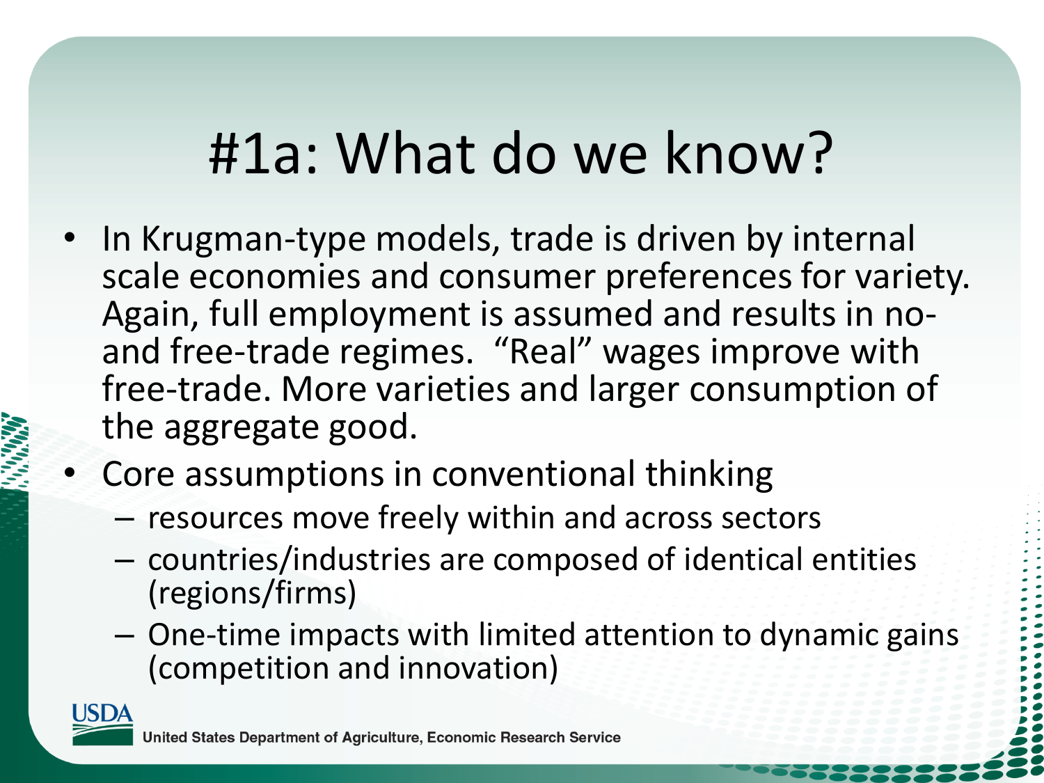# #1a: What do we know?

- In Krugman-type models, trade is driven by internal scale economies and consumer preferences for variety. Again, full employment is assumed and results in no- and free-trade regimes. "Real" wages improve with free-trade. More varieties and larger consumption of the aggregate good.
- Core assumptions in conventional thinking
  - resources move freely within and across sectors
  - countries/industries are composed of identical entities (regions/firms)
  - One-time impacts with limited attention to dynamic gains (competition and innovation)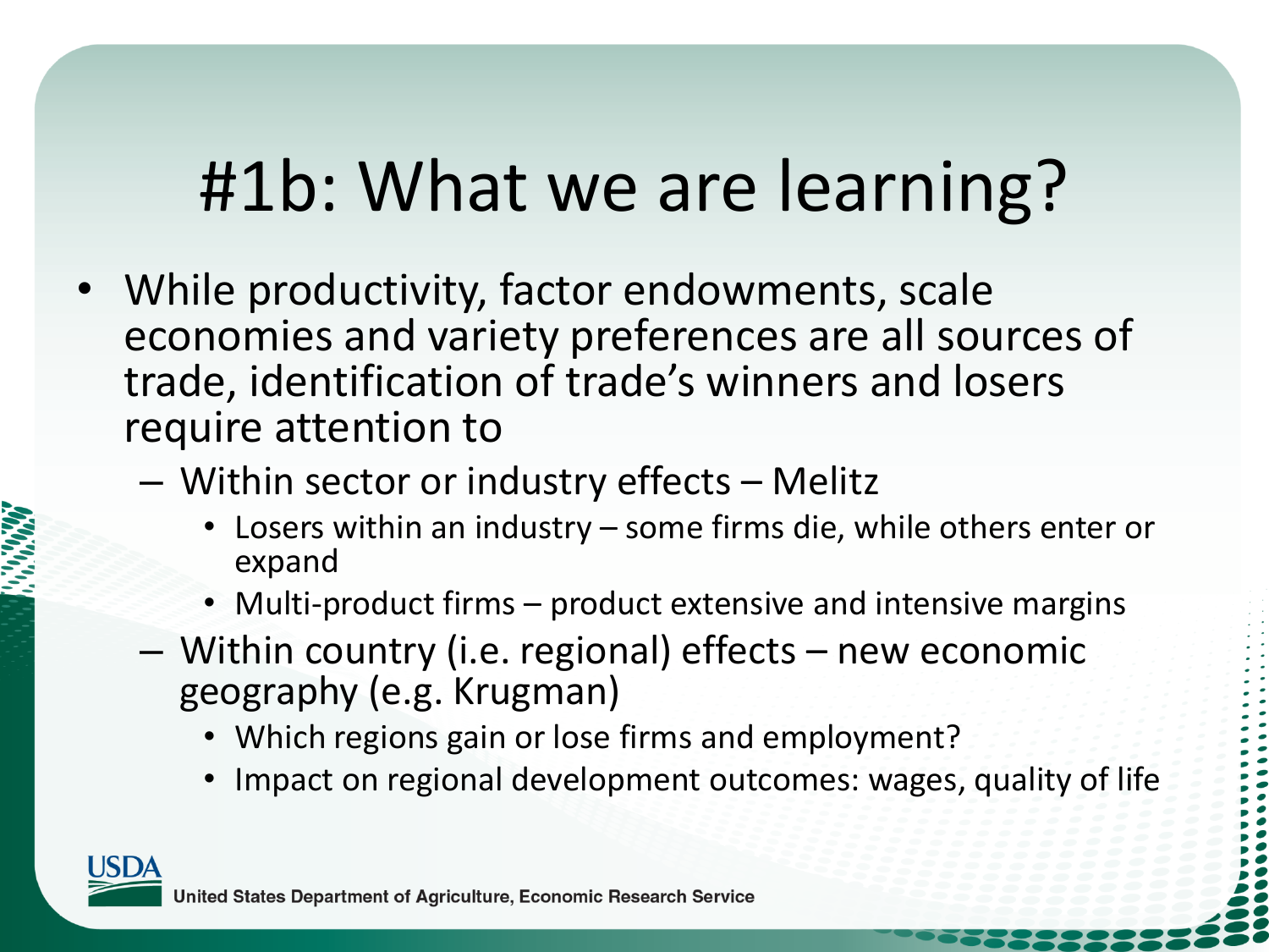# #1b: What we are learning?

- While productivity, factor endowments, scale economies and variety preferences are all sources of trade, identification of trade's winners and losers require attention to
  - Within sector or industry effects – Melitz
    - Losers within an industry – some firms die, while others enter or expand
    - Multi-product firms – product extensive and intensive margins
  - Within country (i.e. regional) effects – new economic geography (e.g. Krugman)
    - Which regions gain or lose firms and employment?
    - Impact on regional development outcomes: wages, quality of life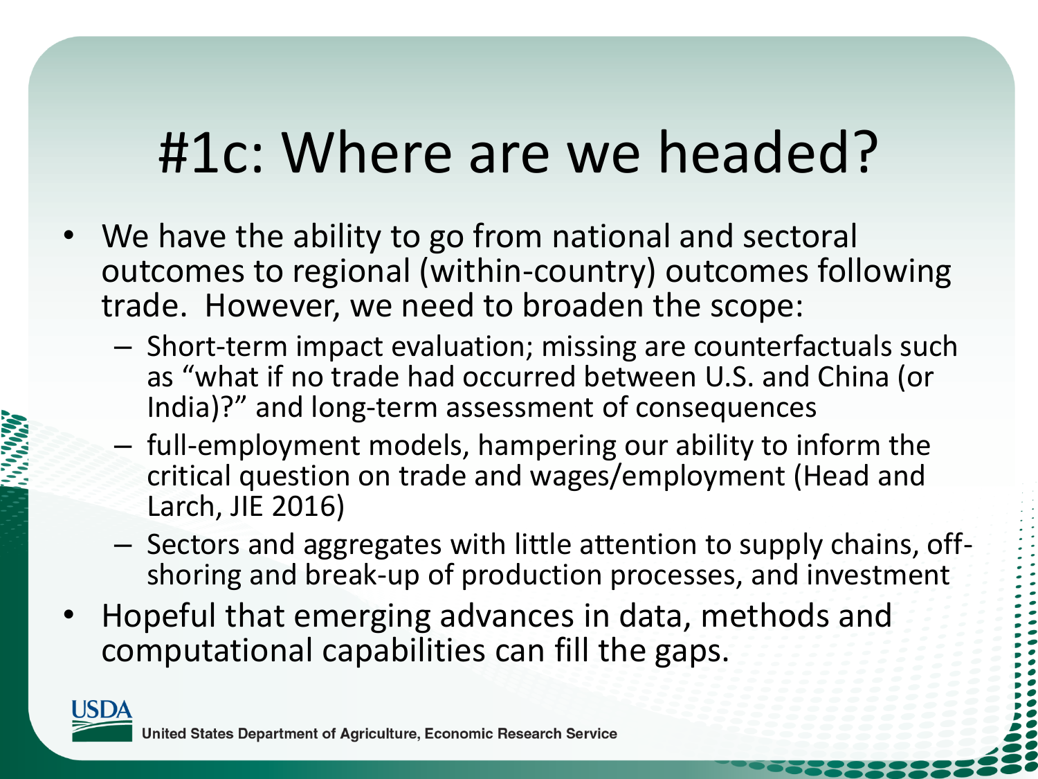# #1c: Where are we headed?

- We have the ability to go from national and sectoral outcomes to regional (within-country) outcomes following trade. However, we need to broaden the scope:
  - Short-term impact evaluation; missing are counterfactuals such as "what if no trade had occurred between U.S. and China (or India)?" and long-term assessment of consequences
  - full-employment models, hampering our ability to inform the critical question on trade and wages/employment (Head and Larch, JIE 2016)
  - Sectors and aggregates with little attention to supply chains, off-shoring and break-up of production processes, and investment
- Hopeful that emerging advances in data, methods and computational capabilities can fill the gaps.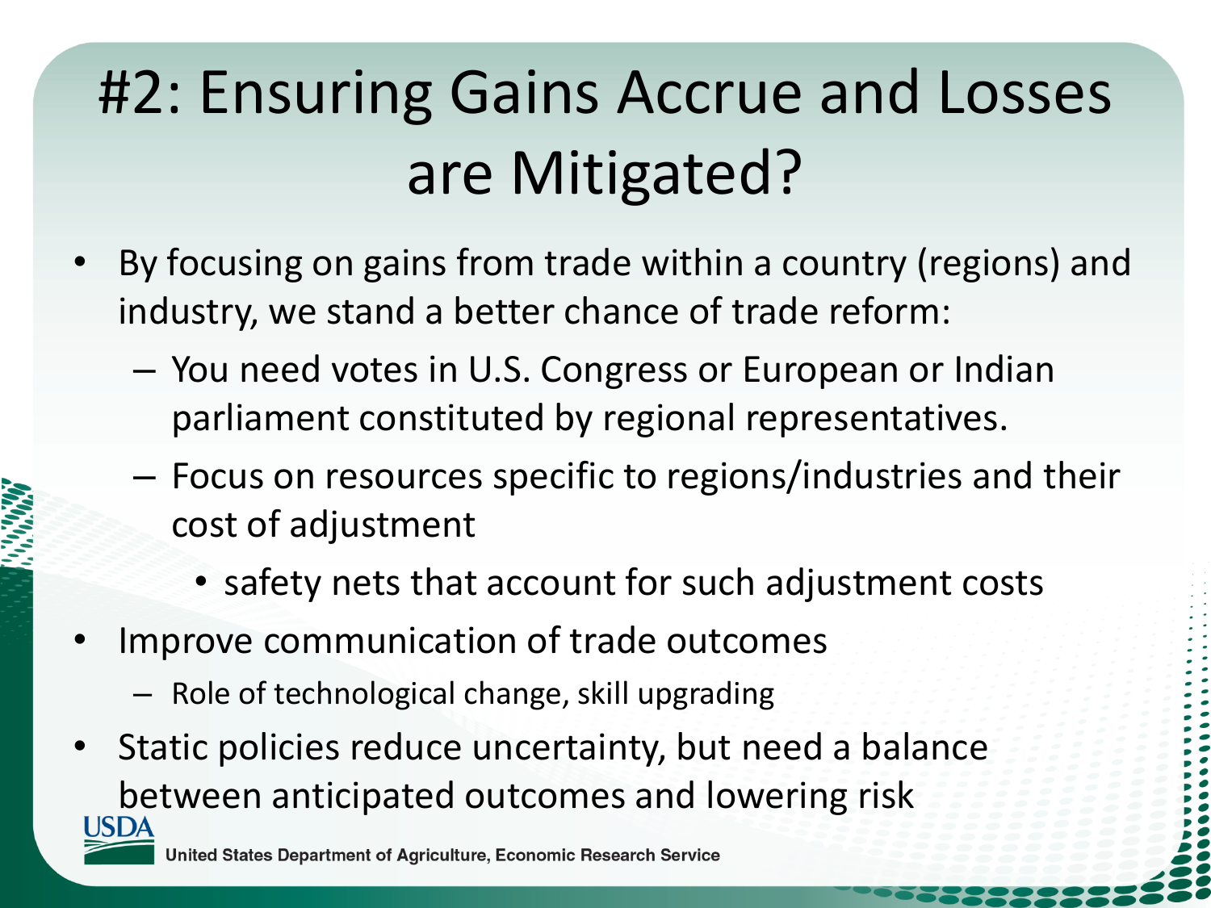# #2: Ensuring Gains Accrue and Losses are Mitigated?

- By focusing on gains from trade within a country (regions) and industry, we stand a better chance of trade reform:
  - You need votes in U.S. Congress or European or Indian parliament constituted by regional representatives.
  - Focus on resources specific to regions/industries and their cost of adjustment
    - safety nets that account for such adjustment costs
- Improve communication of trade outcomes
  - Role of technological change, skill upgrading
- Static policies reduce uncertainty, but need a balance between anticipated outcomes and lowering risk

USDA United States Department of Agriculture, Economic Research Service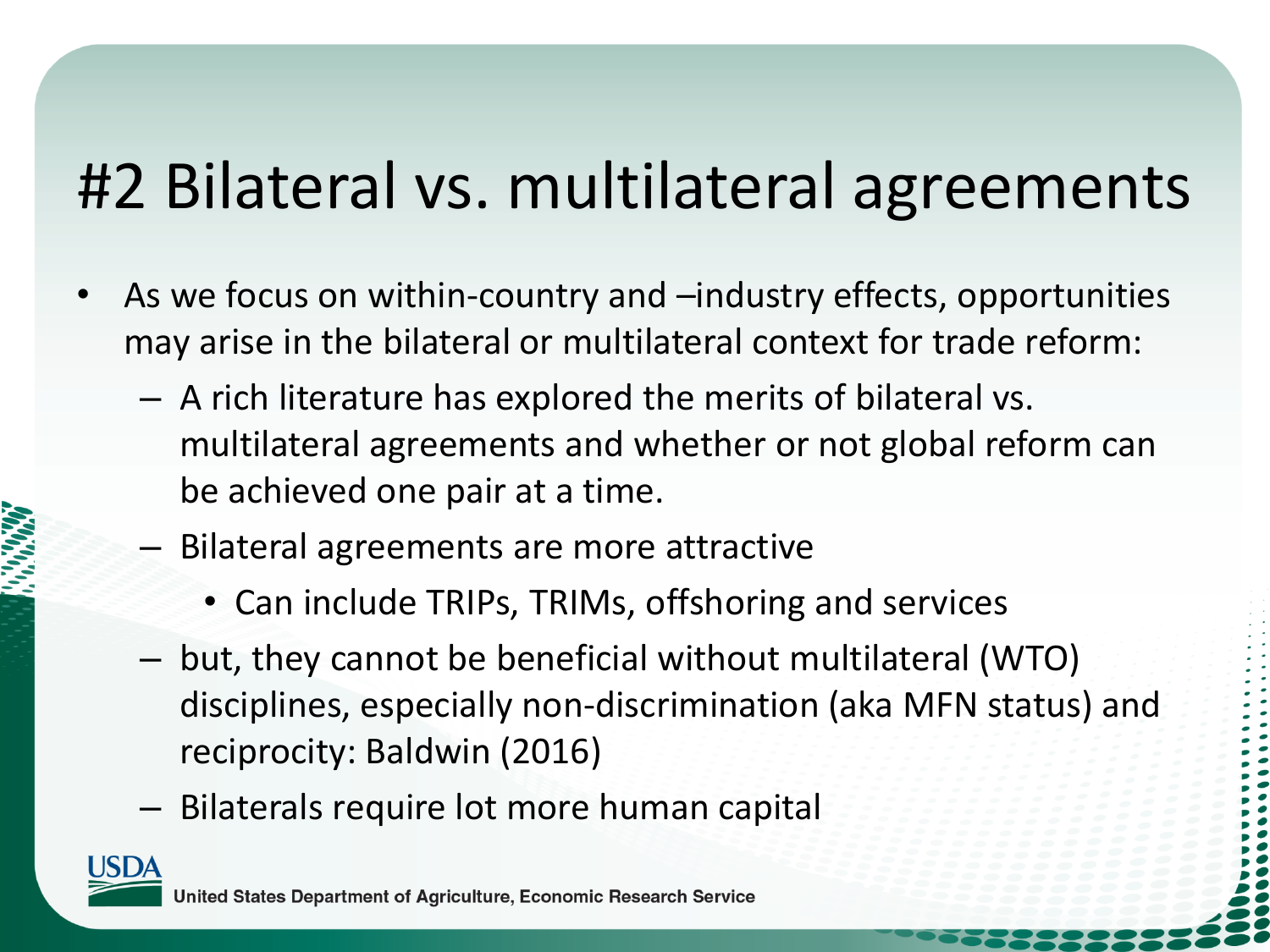# #2 Bilateral vs. multilateral agreements

- As we focus on within-country and –industry effects, opportunities may arise in the bilateral or multilateral context for trade reform:
  - A rich literature has explored the merits of bilateral vs. multilateral agreements and whether or not global reform can be achieved one pair at a time.
  - Bilateral agreements are more attractive
    - Can include TRIPs, TRIMs, offshoring and services
  - but, they cannot be beneficial without multilateral (WTO) disciplines, especially non-discrimination (aka MFN status) and reciprocity: Baldwin (2016)
  - Bilaterals require lot more human capital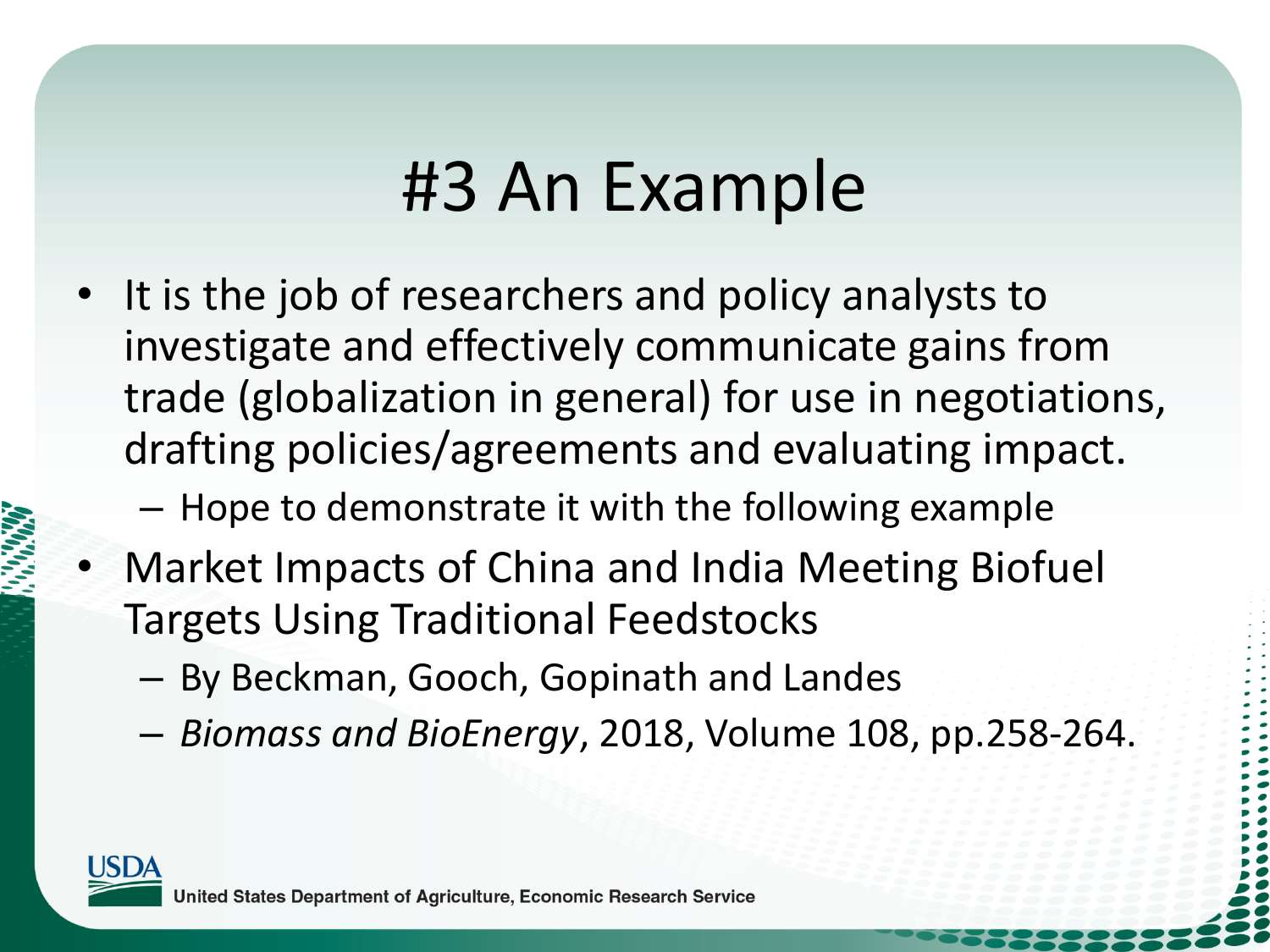# #3 An Example

- It is the job of researchers and policy analysts to investigate and effectively communicate gains from trade (globalization in general) for use in negotiations, drafting policies/agreements and evaluating impact.
  - Hope to demonstrate it with the following example
- Market Impacts of China and India Meeting Biofuel Targets Using Traditional Feedstocks
  - By Beckman, Gooch, Gopinath and Landes
  - *Biomass and BioEnergy*, 2018, Volume 108, pp.258-264.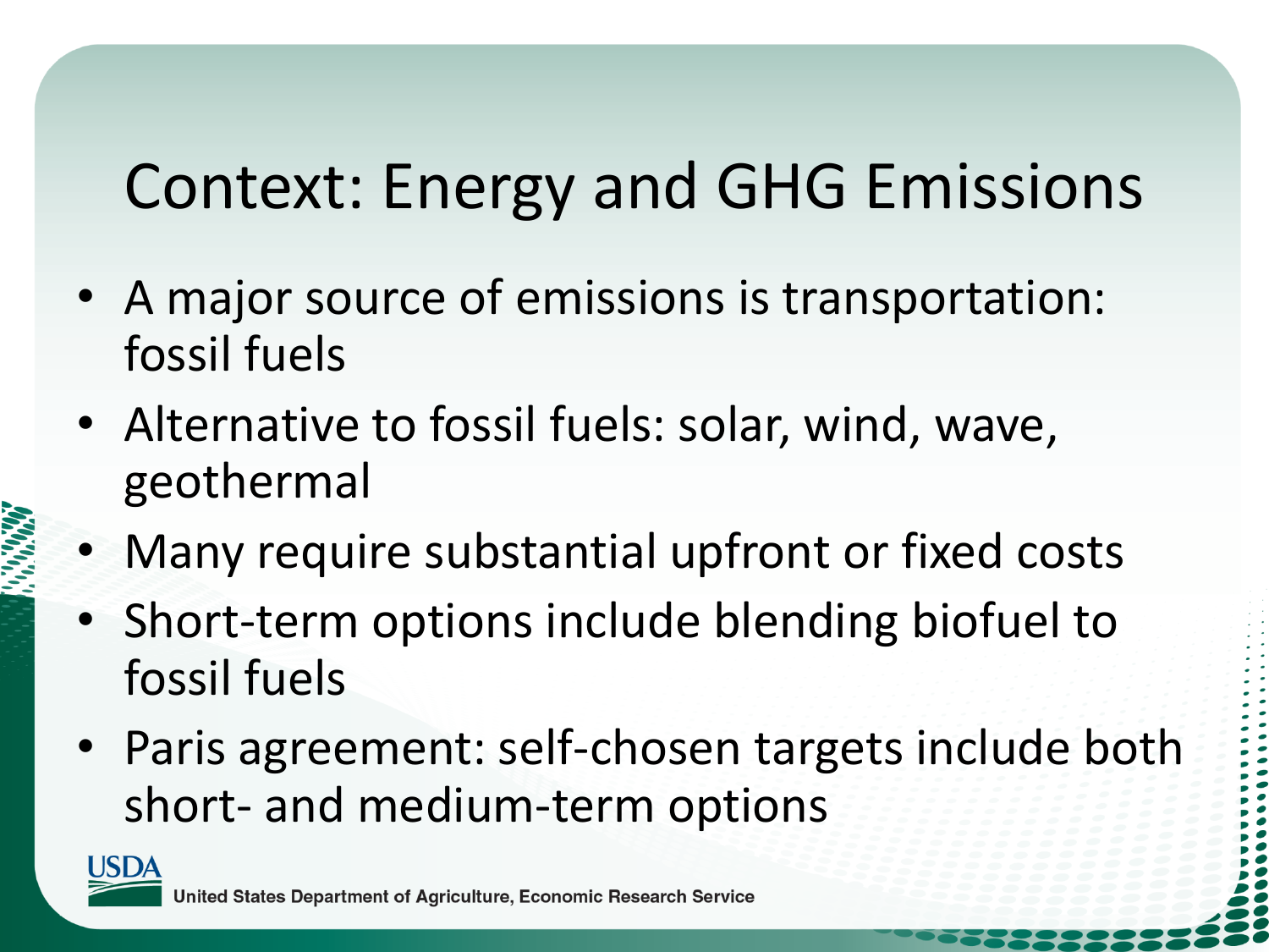# Context: Energy and GHG Emissions

- A major source of emissions is transportation: fossil fuels
- Alternative to fossil fuels: solar, wind, wave, geothermal
- Many require substantial upfront or fixed costs
- Short-term options include blending biofuel to fossil fuels
- Paris agreement: self-chosen targets include both short- and medium-term options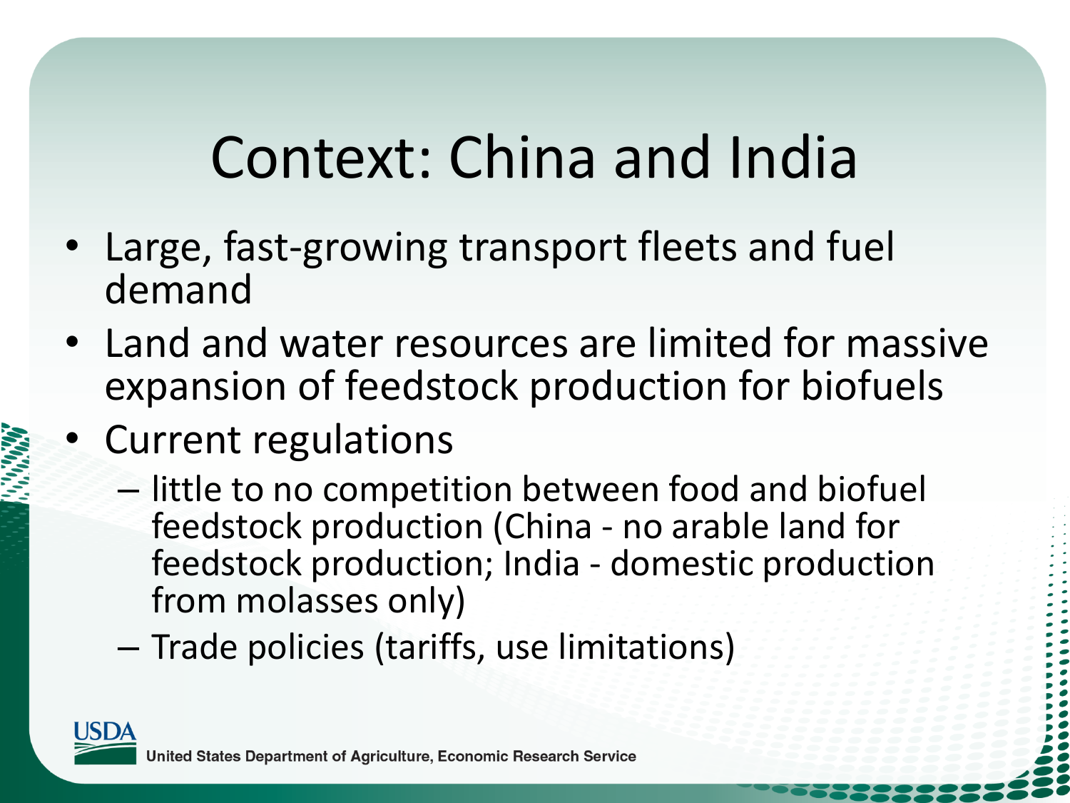# Context: China and India

- Large, fast-growing transport fleets and fuel demand
- Land and water resources are limited for massive expansion of feedstock production for biofuels
- Current regulations
  - little to no competition between food and biofuel feedstock production (China - no arable land for feedstock production; India - domestic production from molasses only)
  - Trade policies (tariffs, use limitations)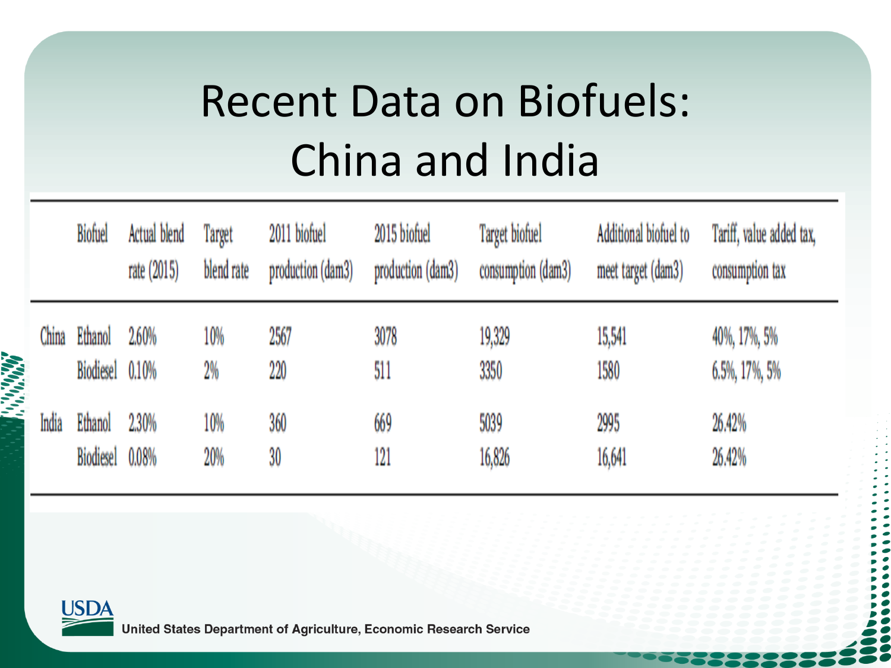# Recent Data on Biofuels: China and India

| | Biofuel | Actual blend rate (2015) | Target blend rate | 2011 biofuel production (dam3) | 2015 biofuel production (dam3) | Target biofuel consumption (dam3) | Additional biofuel to meet target (dam3) | Tariff, value added tax, consumption tax |
|---|---|---|---|---|---|---|---|---|
| China | Ethanol | 2.60% | 10% | 2567 | 3078 | 19,329 | 15,541 | 40%, 17%, 5% |
| | Biodiesel | 0.10% | 2% | 220 | 511 | 3350 | 1580 | 6.5%, 17%, 5% |
| India | Ethanol | 2.30% | 10% | 360 | 669 | 5039 | 2995 | 26.42% |
| | Biodiesel | 0.08% | 20% | 30 | 121 | 16,826 | 16,641 | 26.42% |

USDA United States Department of Agriculture, Economic Research Service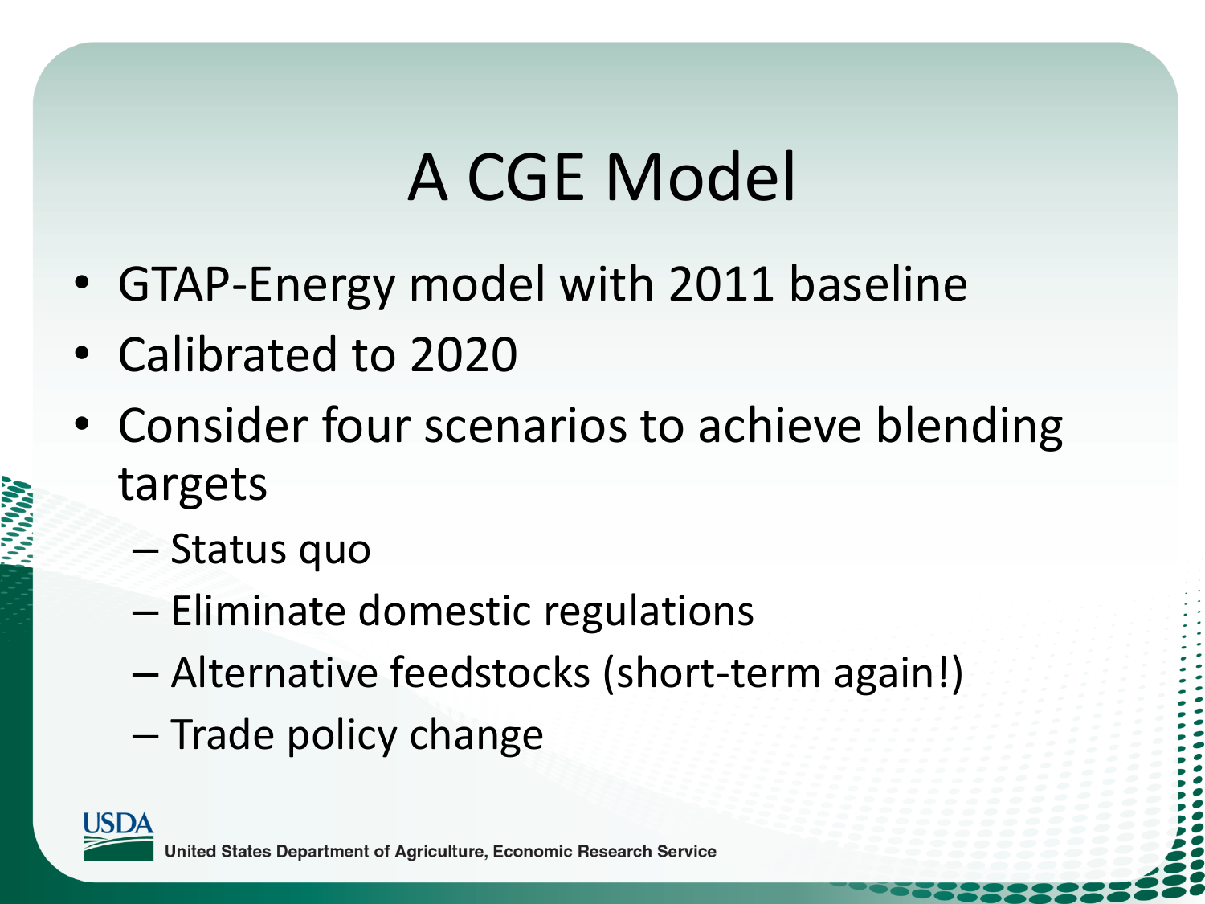# A CGE Model

- GTAP-Energy model with 2011 baseline
- Calibrated to 2020
- Consider four scenarios to achieve blending targets
  - Status quo
  - Eliminate domestic regulations
  - Alternative feedstocks (short-term again!)
  - Trade policy change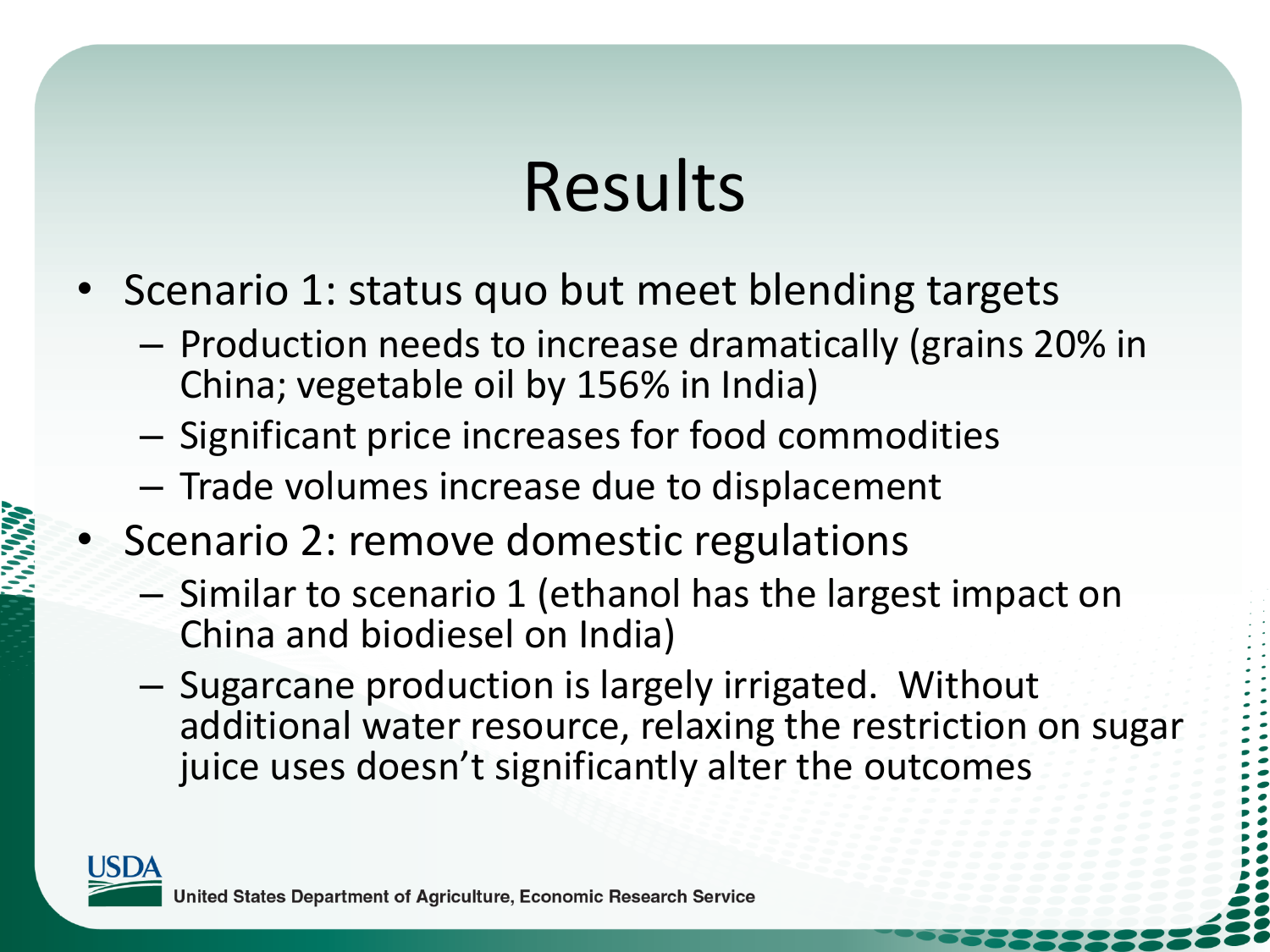# Results

- Scenario 1: status quo but meet blending targets
  - Production needs to increase dramatically (grains 20% in China; vegetable oil by 156% in India)
  - Significant price increases for food commodities
  - Trade volumes increase due to displacement
- Scenario 2: remove domestic regulations
  - Similar to scenario 1 (ethanol has the largest impact on China and biodiesel on India)
  - Sugarcane production is largely irrigated. Without additional water resource, relaxing the restriction on sugar juice uses doesn't significantly alter the outcomes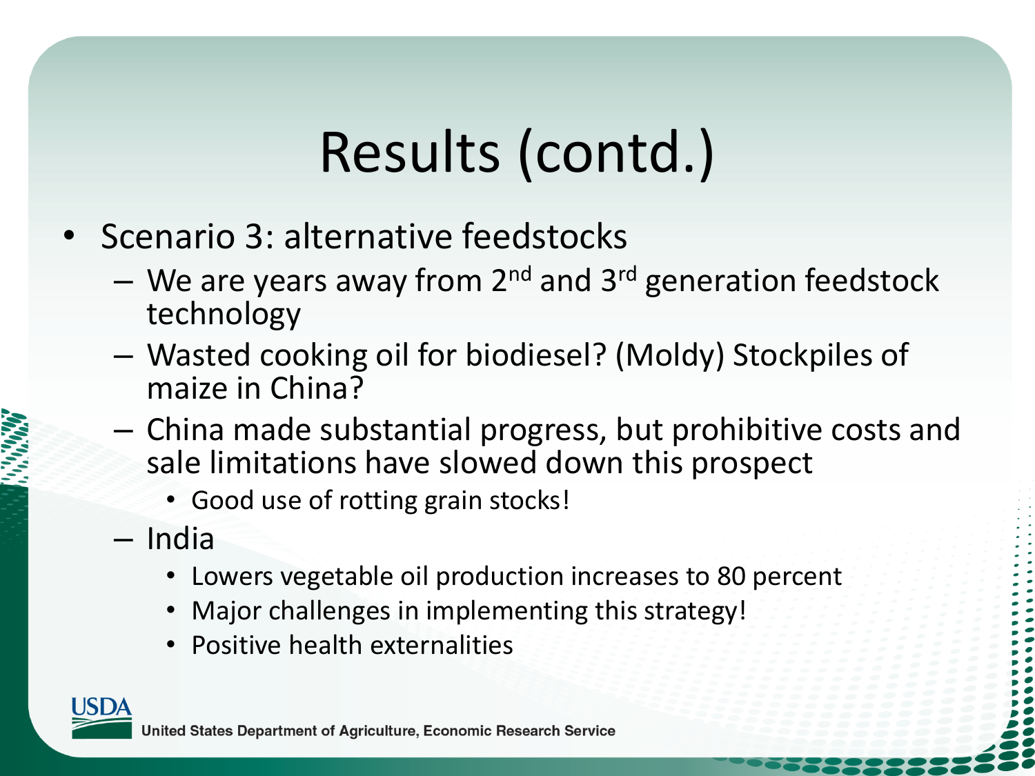# Results (contd.)

- Scenario 3: alternative feedstocks
  - We are years away from 2nd and 3rd generation feedstock technology
  - Wasted cooking oil for biodiesel? (Moldy) Stockpiles of maize in China?
  - China made substantial progress, but prohibitive costs and sale limitations have slowed down this prospect
    - Good use of rotting grain stocks!
  - India
    - Lowers vegetable oil production increases to 80 percent
    - Major challenges in implementing this strategy!
    - Positive health externalities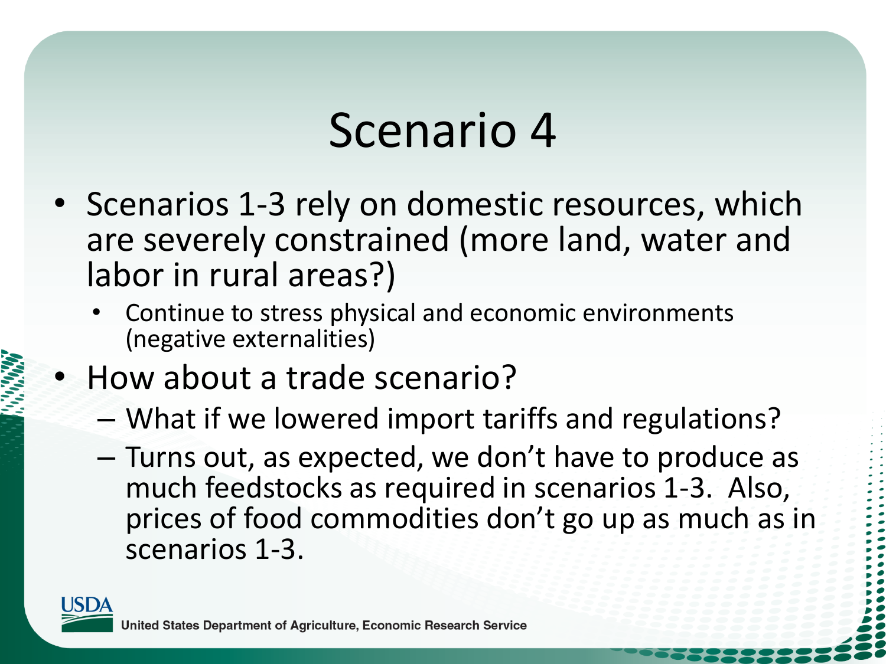# Scenario 4

- Scenarios 1-3 rely on domestic resources, which are severely constrained (more land, water and labor in rural areas?)
  - Continue to stress physical and economic environments (negative externalities)
- How about a trade scenario?
  - What if we lowered import tariffs and regulations?
  - Turns out, as expected, we don't have to produce as much feedstocks as required in scenarios 1-3. Also, prices of food commodities don't go up as much as in scenarios 1-3.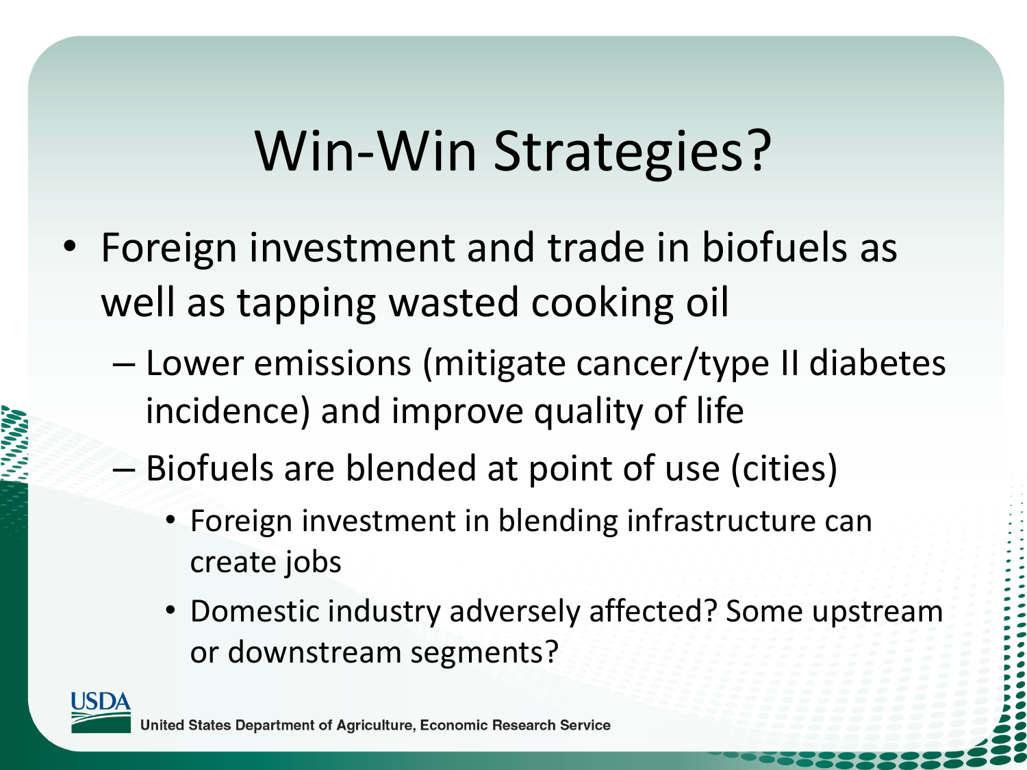# Win-Win Strategies?

- Foreign investment and trade in biofuels as well as tapping wasted cooking oil
  - Lower emissions (mitigate cancer/type II diabetes incidence) and improve quality of life
  - Biofuels are blended at point of use (cities)
    - Foreign investment in blending infrastructure can create jobs
    - Domestic industry adversely affected? Some upstream or downstream segments?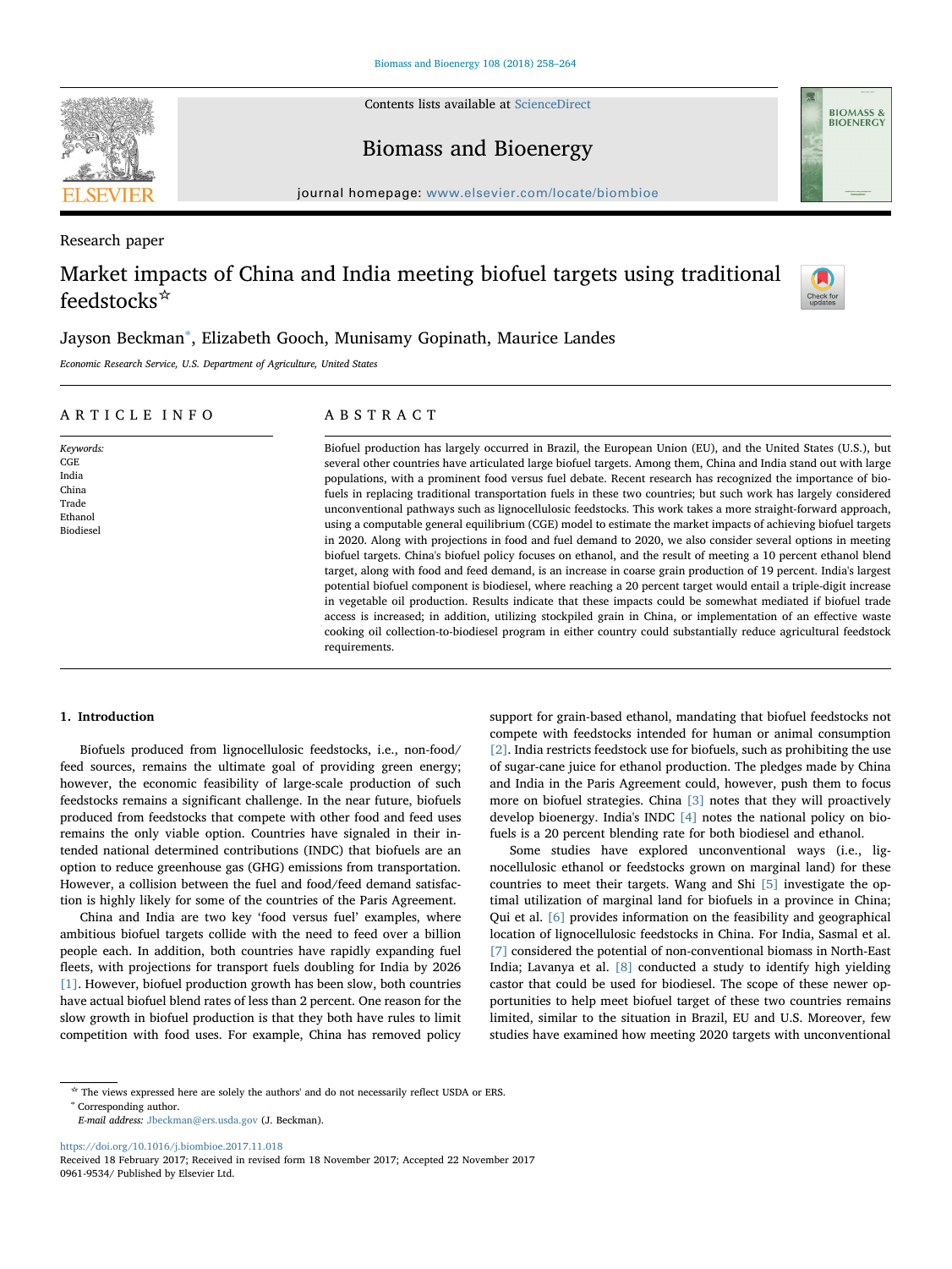Research paper

# Market impacts of China and India meeting biofuel targets using traditional feedstocks☆

Jayson Beckman*, Elizabeth Gooch, Munisamy Gopinath, Maurice Landes

*Economic Research Service, U.S. Department of Agriculture, United States*

## ARTICLE INFO

*Keywords:*
CGE
India
China
Trade
Ethanol
Biodiesel

## ABSTRACT

Biofuel production has largely occurred in Brazil, the European Union (EU), and the United States (U.S.), but several other countries have articulated large biofuel targets. Among them, China and India stand out with large populations, with a prominent food versus fuel debate. Recent research has recognized the importance of biofuels in replacing traditional transportation fuels in these two countries; but such work has largely considered unconventional pathways such as lignocellulosic feedstocks. This work takes a more straight-forward approach, using a computable general equilibrium (CGE) model to estimate the market impacts of achieving biofuel targets in 2020. Along with projections in food and fuel demand to 2020, we also consider several options in meeting biofuel targets. China's biofuel policy focuses on ethanol, and the result of meeting a 10 percent ethanol blend target, along with food and feed demand, is an increase in coarse grain production of 19 percent. India's largest potential biofuel component is biodiesel, where reaching a 20 percent target would entail a triple-digit increase in vegetable oil production. Results indicate that these impacts could be somewhat mediated if biofuel trade access is increased; in addition, utilizing stockpiled grain in China, or implementation of an effective waste cooking oil collection-to-biodiesel program in either country could substantially reduce agricultural feedstock requirements.

## 1. Introduction

Biofuels produced from lignocellulosic feedstocks, i.e., non-food/feed sources, remains the ultimate goal of providing green energy; however, the economic feasibility of large-scale production of such feedstocks remains a significant challenge. In the near future, biofuels produced from feedstocks that compete with other food and feed uses remains the only viable option. Countries have signaled in their intended national determined contributions (INDC) that biofuels are an option to reduce greenhouse gas (GHG) emissions from transportation. However, a collision between the fuel and food/feed demand satisfaction is highly likely for some of the countries of the Paris Agreement.

China and India are two key 'food versus fuel' examples, where ambitious biofuel targets collide with the need to feed over a billion people each. In addition, both countries have rapidly expanding fuel fleets, with projections for transport fuels doubling for India by 2026 [1]. However, biofuel production growth has been slow, both countries have actual biofuel blend rates of less than 2 percent. One reason for the slow growth in biofuel production is that they both have rules to limit competition with food uses. For example, China has removed policy support for grain-based ethanol, mandating that biofuel feedstocks not compete with feedstocks intended for human or animal consumption [2]. India restricts feedstock use for biofuels, such as prohibiting the use of sugar-cane juice for ethanol production. The pledges made by China and India in the Paris Agreement could, however, push them to focus more on biofuel strategies. China [3] notes that they will proactively develop bioenergy. India's INDC [4] notes the national policy on biofuels is a 20 percent blending rate for both biodiesel and ethanol.

Some studies have explored unconventional ways (i.e., lignocellulosic ethanol or feedstocks grown on marginal land) for these countries to meet their targets. Wang and Shi [5] investigate the optimal utilization of marginal land for biofuels in a province in China; Qui et al. [6] provides information on the feasibility and geographical location of lignocellulosic feedstocks in China. For India, Sasmal et al. [7] considered the potential of non-conventional biomass in North-East India; Lavanya et al. [8] conducted a study to identify high yielding castor that could be used for biodiesel. The scope of these newer opportunities to help meet biofuel target of these two countries remains limited, similar to the situation in Brazil, EU and U.S. Moreover, few studies have examined how meeting 2020 targets with unconventional

---

☆ The views expressed here are solely the authors' and do not necessarily reflect USDA or ERS.
* Corresponding author.
*E-mail address:* Jbeckman@ers.usda.gov (J. Beckman).

https://doi.org/10.1016/j.biombioe.2017.11.018
Received 18 February 2017; Received in revised form 18 November 2017; Accepted 22 November 2017
0961-9534/ Published by Elsevier Ltd.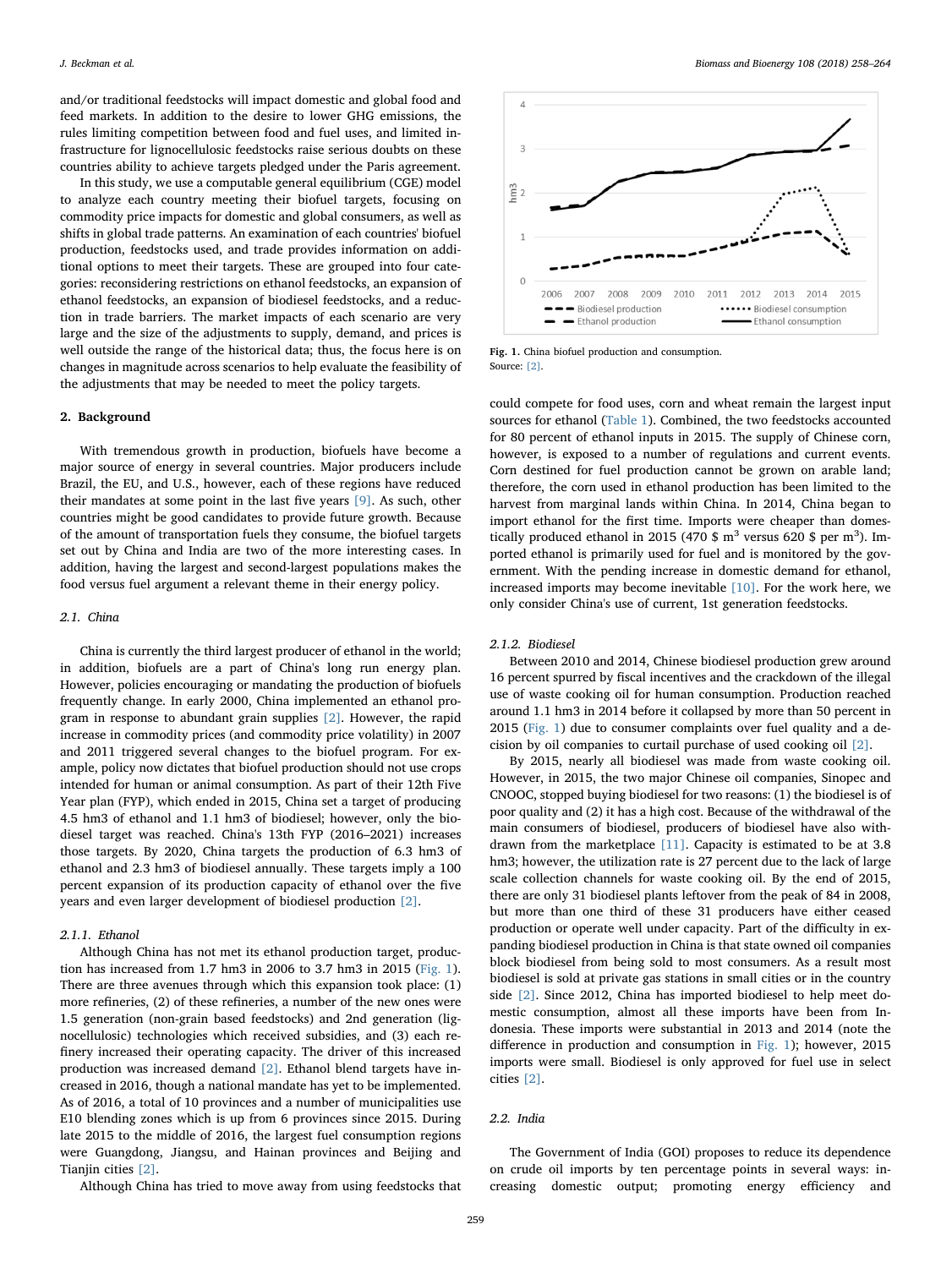and/or traditional feedstocks will impact domestic and global food and feed markets. In addition to the desire to lower GHG emissions, the rules limiting competition between food and fuel uses, and limited infrastructure for lignocellulosic feedstocks raise serious doubts on these countries ability to achieve targets pledged under the Paris agreement.

In this study, we use a computable general equilibrium (CGE) model to analyze each country meeting their biofuel targets, focusing on commodity price impacts for domestic and global consumers, as well as shifts in global trade patterns. An examination of each countries' biofuel production, feedstocks used, and trade provides information on additional options to meet their targets. These are grouped into four categories: reconsidering restrictions on ethanol feedstocks, an expansion of ethanol feedstocks, an expansion of biodiesel feedstocks, and a reduction in trade barriers. The market impacts of each scenario are very large and the size of the adjustments to supply, demand, and prices is well outside the range of the historical data; thus, the focus here is on changes in magnitude across scenarios to help evaluate the feasibility of the adjustments that may be needed to meet the policy targets.

## 2. Background

With tremendous growth in production, biofuels have become a major source of energy in several countries. Major producers include Brazil, the EU, and U.S., however, each of these regions have reduced their mandates at some point in the last five years [9]. As such, other countries might be good candidates to provide future growth. Because of the amount of transportation fuels they consume, the biofuel targets set out by China and India are two of the more interesting cases. In addition, having the largest and second-largest populations makes the food versus fuel argument a relevant theme in their energy policy.

### 2.1. China

China is currently the third largest producer of ethanol in the world; in addition, biofuels are a part of China's long run energy plan. However, policies encouraging or mandating the production of biofuels frequently change. In early 2000, China implemented an ethanol program in response to abundant grain supplies [2]. However, the rapid increase in commodity prices (and commodity price volatility) in 2007 and 2011 triggered several changes to the biofuel program. For example, policy now dictates that biofuel production should not use crops intended for human or animal consumption. As part of their 12th Five Year plan (FYP), which ended in 2015, China set a target of producing 4.5 hm3 of ethanol and 1.1 hm3 of biodiesel; however, only the biodiesel target was reached. China's 13th FYP (2016–2021) increases those targets. By 2020, China targets the production of 6.3 hm3 of ethanol and 2.3 hm3 of biodiesel annually. These targets imply a 100 percent expansion of its production capacity of ethanol over the five years and even larger development of biodiesel production [2].

#### 2.1.1. Ethanol

Although China has not met its ethanol production target, production has increased from 1.7 hm3 in 2006 to 3.7 hm3 in 2015 (Fig. 1). There are three avenues through which this expansion took place: (1) more refineries, (2) of these refineries, a number of the new ones were 1.5 generation (non-grain based feedstocks) and 2nd generation (lignocellulosic) technologies which received subsidies, and (3) each refinery increased their operating capacity. The driver of this increased production was increased demand [2]. Ethanol blend targets have increased in 2016, though a national mandate has yet to be implemented. As of 2016, a total of 10 provinces and a number of municipalities use E10 blending zones which is up from 6 provinces since 2015. During late 2015 to the middle of 2016, the largest fuel consumption regions were Guangdong, Jiangsu, and Hainan provinces and Beijing and Tianjin cities [2].

Although China has tried to move away from using feedstocks that could compete for food uses, corn and wheat remain the largest input sources for ethanol (Table 1). Combined, the two feedstocks accounted for 80 percent of ethanol inputs in 2015. The supply of Chinese corn, however, is exposed to a number of regulations and current events. Corn destined for fuel production cannot be grown on arable land; therefore, the corn used in ethanol production has been limited to the harvest from marginal lands within China. In 2014, China began to import ethanol for the first time. Imports were cheaper than domestically produced ethanol in 2015 (470 \$ $m^3$ versus 620 \$ per $m^3$). Imported ethanol is primarily used for fuel and is monitored by the government. With the pending increase in domestic demand for ethanol, increased imports may become inevitable [10]. For the work here, we only consider China's use of current, 1st generation feedstocks.

**Fig. 1.** China biofuel production and consumption.
Source: [2].

#### 2.1.2. Biodiesel

Between 2010 and 2014, Chinese biodiesel production grew around 16 percent spurred by fiscal incentives and the crackdown of the illegal use of waste cooking oil for human consumption. Production reached around 1.1 hm3 in 2014 before it collapsed by more than 50 percent in 2015 (Fig. 1) due to consumer complaints over fuel quality and a decision by oil companies to curtail purchase of used cooking oil [2].

By 2015, nearly all biodiesel was made from waste cooking oil. However, in 2015, the two major Chinese oil companies, Sinopec and CNOOC, stopped buying biodiesel for two reasons: (1) the biodiesel is of poor quality and (2) it has a high cost. Because of the withdrawal of the main consumers of biodiesel, producers of biodiesel have also withdrawn from the marketplace [11]. Capacity is estimated to be at 3.8 hm3; however, the utilization rate is 27 percent due to the lack of large scale collection channels for waste cooking oil. By the end of 2015, there are only 31 biodiesel plants leftover from the peak of 84 in 2008, but more than one third of these 31 producers have either ceased production or operate well under capacity. Part of the difficulty in expanding biodiesel production in China is that state owned oil companies block biodiesel from being sold to most consumers. As a result most biodiesel is sold at private gas stations in small cities or in the country side [2]. Since 2012, China has imported biodiesel to help meet domestic consumption, almost all these imports have been from Indonesia. These imports were substantial in 2013 and 2014 (note the difference in production and consumption in Fig. 1); however, 2015 imports were small. Biodiesel is only approved for fuel use in select cities [2].

### 2.2. India

The Government of India (GOI) proposes to reduce its dependence on crude oil imports by ten percentage points in several ways: increasing domestic output; promoting energy efficiency and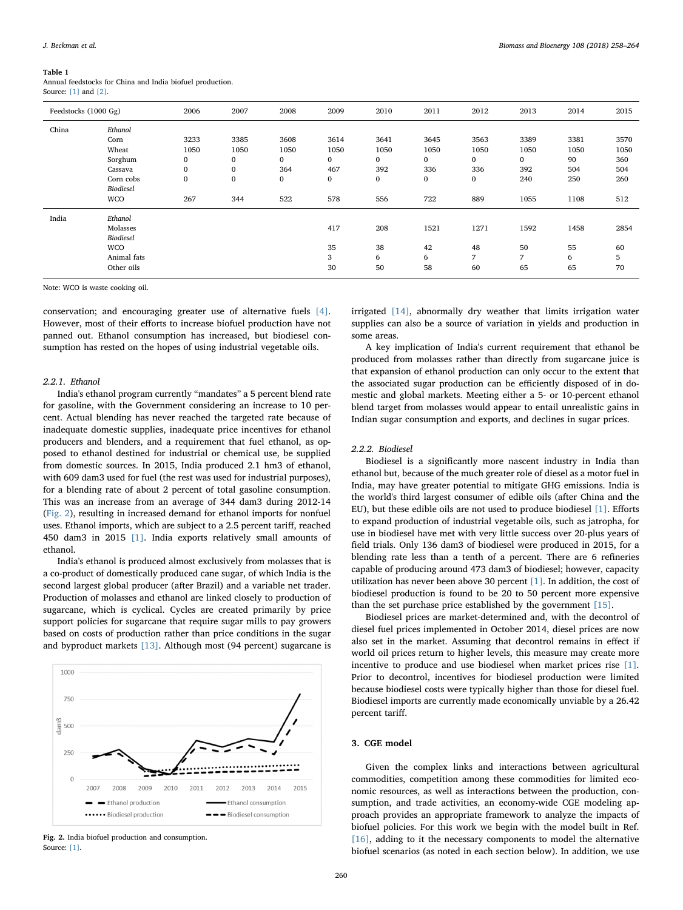**Table 1**
Annual feedstocks for China and India biofuel production.
Source: [1] and [2].

| Feedstocks (1000 Gg) | | 2006 | 2007 | 2008 | 2009 | 2010 | 2011 | 2012 | 2013 | 2014 | 2015 |
|---|---|---|---|---|---|---|---|---|---|---|---|
| China | *Ethanol* | | | | | | | | | | |
| | Corn | 3233 | 3385 | 3608 | 3614 | 3641 | 3645 | 3563 | 3389 | 3381 | 3570 |
| | Wheat | 1050 | 1050 | 1050 | 1050 | 1050 | 1050 | 1050 | 1050 | 1050 | 1050 |
| | Sorghum | 0 | 0 | 0 | 0 | 0 | 0 | 0 | 0 | 90 | 360 |
| | Cassava | 0 | 0 | 364 | 467 | 392 | 336 | 336 | 392 | 504 | 504 |
| | Corn cobs | 0 | 0 | 0 | 0 | 0 | 0 | 0 | 240 | 250 | 260 |
| | *Biodiesel* | | | | | | | | | | |
| | WCO | 267 | 344 | 522 | 578 | 556 | 722 | 889 | 1055 | 1108 | 512 |
| India | *Ethanol* | | | | | | | | | | |
| | Molasses | | | | 417 | 208 | 1521 | 1271 | 1592 | 1458 | 2854 |
| | *Biodiesel* | | | | | | | | | | |
| | WCO | | | | 35 | 38 | 42 | 48 | 50 | 55 | 60 |
| | Animal fats | | | | 3 | 6 | 6 | 7 | 7 | 6 | 5 |
| | Other oils | | | | 30 | 50 | 58 | 60 | 65 | 65 | 70 |

Note: WCO is waste cooking oil.

conservation; and encouraging greater use of alternative fuels [4]. However, most of their efforts to increase biofuel production have not panned out. Ethanol consumption has increased, but biodiesel consumption has rested on the hopes of using industrial vegetable oils.

### 2.2.1. Ethanol

India's ethanol program currently "mandates" a 5 percent blend rate for gasoline, with the Government considering an increase to 10 percent. Actual blending has never reached the targeted rate because of inadequate domestic supplies, inadequate price incentives for ethanol producers and blenders, and a requirement that fuel ethanol, as opposed to ethanol destined for industrial or chemical use, be supplied from domestic sources. In 2015, India produced 2.1 hm3 of ethanol, with 609 dam3 used for fuel (the rest was used for industrial purposes), for a blending rate of about 2 percent of total gasoline consumption. This was an increase from an average of 344 dam3 during 2012-14 (Fig. 2), resulting in increased demand for ethanol imports for nonfuel uses. Ethanol imports, which are subject to a 2.5 percent tariff, reached 450 dam3 in 2015 [1]. India exports relatively small amounts of ethanol.

India's ethanol is produced almost exclusively from molasses that is a co-product of domestically produced cane sugar, of which India is the second largest global producer (after Brazil) and a variable net trader. Production of molasses and ethanol are linked closely to production of sugarcane, which is cyclical. Cycles are created primarily by price support policies for sugarcane that require sugar mills to pay growers based on costs of production rather than price conditions in the sugar and byproduct markets [13]. Although most (94 percent) sugarcane is irrigated [14], abnormally dry weather that limits irrigation water supplies can also be a source of variation in yields and production in some areas.

A key implication of India's current requirement that ethanol be produced from molasses rather than directly from sugarcane juice is that expansion of ethanol production can only occur to the extent that the associated sugar production can be efficiently disposed of in domestic and global markets. Meeting either a 5- or 10-percent ethanol blend target from molasses would appear to entail unrealistic gains in Indian sugar consumption and exports, and declines in sugar prices.

**Fig. 2.** India biofuel production and consumption.
Source: [1].

### 2.2.2. Biodiesel

Biodiesel is a significantly more nascent industry in India than ethanol but, because of the much greater role of diesel as a motor fuel in India, may have greater potential to mitigate GHG emissions. India is the world's third largest consumer of edible oils (after China and the EU), but these edible oils are not used to produce biodiesel [1]. Efforts to expand production of industrial vegetable oils, such as jatropha, for use in biodiesel have met with very little success over 20-plus years of field trials. Only 136 dam3 of biodiesel were produced in 2015, for a blending rate less than a tenth of a percent. There are 6 refineries capable of producing around 473 dam3 of biodiesel; however, capacity utilization has never been above 30 percent [1]. In addition, the cost of biodiesel production is found to be 20 to 50 percent more expensive than the set purchase price established by the government [15].

Biodiesel prices are market-determined and, with the decontrol of diesel fuel prices implemented in October 2014, diesel prices are now also set in the market. Assuming that decontrol remains in effect if world oil prices return to higher levels, this measure may create more incentive to produce and use biodiesel when market prices rise [1]. Prior to decontrol, incentives for biodiesel production were limited because biodiesel costs were typically higher than those for diesel fuel. Biodiesel imports are currently made economically unviable by a 26.42 percent tariff.

## 3. CGE model

Given the complex links and interactions between agricultural commodities, competition among these commodities for limited economic resources, as well as interactions between the production, consumption, and trade activities, an economy-wide CGE modeling approach provides an appropriate framework to analyze the impacts of biofuel policies. For this work we begin with the model built in Ref. [16], adding to it the necessary components to model the alternative biofuel scenarios (as noted in each section below). In addition, we use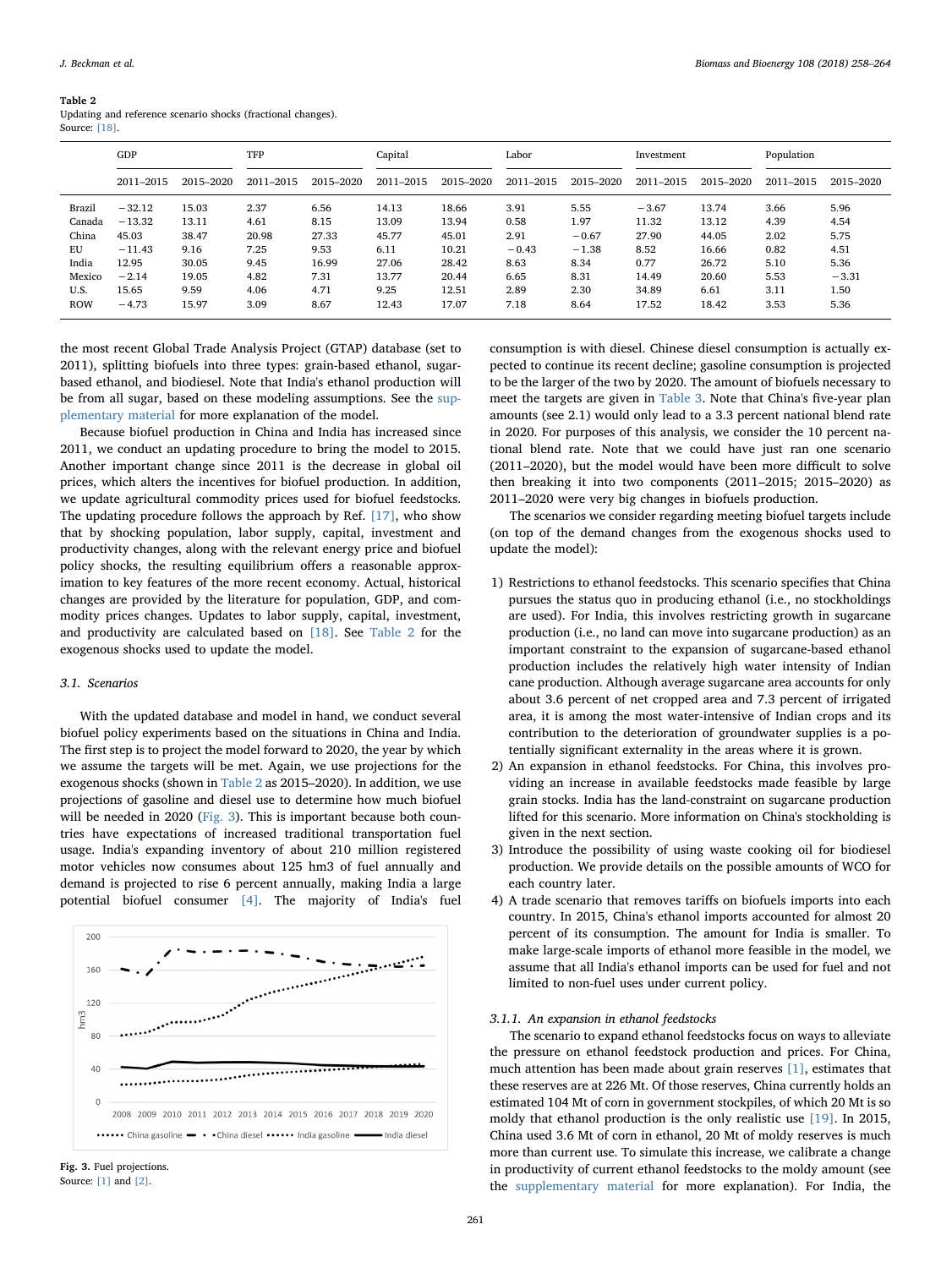**Table 2**
Updating and reference scenario shocks (fractional changes).
Source: [18].

| | GDP | | TFP | | Capital | | Labor | | Investment | | Population | |
|---|---|---|---|---|---|---|---|---|---|---|---|---|
| | 2011–2015 | 2015–2020 | 2011–2015 | 2015–2020 | 2011–2015 | 2015–2020 | 2011–2015 | 2015–2020 | 2011–2015 | 2015–2020 | 2011–2015 | 2015–2020 |
| Brazil | −32.12 | 15.03 | 2.37 | 6.56 | 14.13 | 18.66 | 3.91 | 5.55 | −3.67 | 13.74 | 3.66 | 5.96 |
| Canada | −13.32 | 13.11 | 4.61 | 8.15 | 13.09 | 13.94 | 0.58 | 1.97 | 11.32 | 13.12 | 4.39 | 4.54 |
| China | 45.03 | 38.47 | 20.98 | 27.33 | 45.77 | 45.01 | 2.91 | −0.67 | 27.90 | 44.05 | 2.02 | 5.75 |
| EU | −11.43 | 9.16 | 7.25 | 9.53 | 6.11 | 10.21 | −0.43 | −1.38 | 8.52 | 16.66 | 0.82 | 4.51 |
| India | 12.95 | 30.05 | 9.45 | 16.99 | 27.06 | 28.42 | 8.63 | 8.34 | 0.77 | 26.72 | 5.10 | 5.36 |
| Mexico | −2.14 | 19.05 | 4.82 | 7.31 | 13.77 | 20.44 | 6.65 | 8.31 | 14.49 | 20.60 | 5.53 | −3.31 |
| U.S. | 15.65 | 9.59 | 4.06 | 4.71 | 9.25 | 12.51 | 2.89 | 2.30 | 34.89 | 6.61 | 3.11 | 1.50 |
| ROW | −4.73 | 15.97 | 3.09 | 8.67 | 12.43 | 17.07 | 7.18 | 8.64 | 17.52 | 18.42 | 3.53 | 5.36 |

the most recent Global Trade Analysis Project (GTAP) database (set to 2011), splitting biofuels into three types: grain-based ethanol, sugar-based ethanol, and biodiesel. Note that India's ethanol production will be from all sugar, based on these modeling assumptions. See the supplementary material for more explanation of the model.

Because biofuel production in China and India has increased since 2011, we conduct an updating procedure to bring the model to 2015. Another important change since 2011 is the decrease in global oil prices, which alters the incentives for biofuel production. In addition, we update agricultural commodity prices used for biofuel feedstocks. The updating procedure follows the approach by Ref. [17], who show that by shocking population, labor supply, capital, investment and productivity changes, along with the relevant energy price and biofuel policy shocks, the resulting equilibrium offers a reasonable approximation to key features of the more recent economy. Actual, historical changes are provided by the literature for population, GDP, and commodity prices changes. Updates to labor supply, capital, investment, and productivity are calculated based on [18]. See Table 2 for the exogenous shocks used to update the model.

### 3.1. Scenarios

With the updated database and model in hand, we conduct several biofuel policy experiments based on the situations in China and India. The first step is to project the model forward to 2020, the year by which we assume the targets will be met. Again, we use projections for the exogenous shocks (shown in Table 2 as 2015–2020). In addition, we use projections of gasoline and diesel use to determine how much biofuel will be needed in 2020 (Fig. 3). This is important because both countries have expectations of increased traditional transportation fuel usage. India's expanding inventory of about 210 million registered motor vehicles now consumes about 125 hm3 of fuel annually and demand is projected to rise 6 percent annually, making India a large potential biofuel consumer [4]. The majority of India's fuel

**Fig. 3.** Fuel projections.
Source: [1] and [2].

consumption is with diesel. Chinese diesel consumption is actually expected to continue its recent decline; gasoline consumption is projected to be the larger of the two by 2020. The amount of biofuels necessary to meet the targets are given in Table 3. Note that China's five-year plan amounts (see 2.1) would only lead to a 3.3 percent national blend rate in 2020. For purposes of this analysis, we consider the 10 percent national blend rate. Note that we could have just ran one scenario (2011–2020), but the model would have been more difficult to solve then breaking it into two components (2011–2015; 2015–2020) as 2011–2020 were very big changes in biofuels production.

The scenarios we consider regarding meeting biofuel targets include (on top of the demand changes from the exogenous shocks used to update the model):

1) Restrictions to ethanol feedstocks. This scenario specifies that China pursues the status quo in producing ethanol (i.e., no stockholdings are used). For India, this involves restricting growth in sugarcane production (i.e., no land can move into sugarcane production) as an important constraint to the expansion of sugarcane-based ethanol production includes the relatively high water intensity of Indian cane production. Although average sugarcane area accounts for only about 3.6 percent of net cropped area and 7.3 percent of irrigated area, it is among the most water-intensive of Indian crops and its contribution to the deterioration of groundwater supplies is a potentially significant externality in the areas where it is grown.
2) An expansion in ethanol feedstocks. For China, this involves providing an increase in available feedstocks made feasible by large grain stocks. India has the land-constraint on sugarcane production lifted for this scenario. More information on China's stockholding is given in the next section.
3) Introduce the possibility of using waste cooking oil for biodiesel production. We provide details on the possible amounts of WCO for each country later.
4) A trade scenario that removes tariffs on biofuels imports into each country. In 2015, China's ethanol imports accounted for almost 20 percent of its consumption. The amount for India is smaller. To make large-scale imports of ethanol more feasible in the model, we assume that all India's ethanol imports can be used for fuel and not limited to non-fuel uses under current policy.

#### 3.1.1. An expansion in ethanol feedstocks

The scenario to expand ethanol feedstocks focus on ways to alleviate the pressure on ethanol feedstock production and prices. For China, much attention has been made about grain reserves [1], estimates that these reserves are at 226 Mt. Of those reserves, China currently holds an estimated 104 Mt of corn in government stockpiles, of which 20 Mt is so moldy that ethanol production is the only realistic use [19]. In 2015, China used 3.6 Mt of corn in ethanol, 20 Mt of moldy reserves is much more than current use. To simulate this increase, we calibrate a change in productivity of current ethanol feedstocks to the moldy amount (see the supplementary material for more explanation). For India, the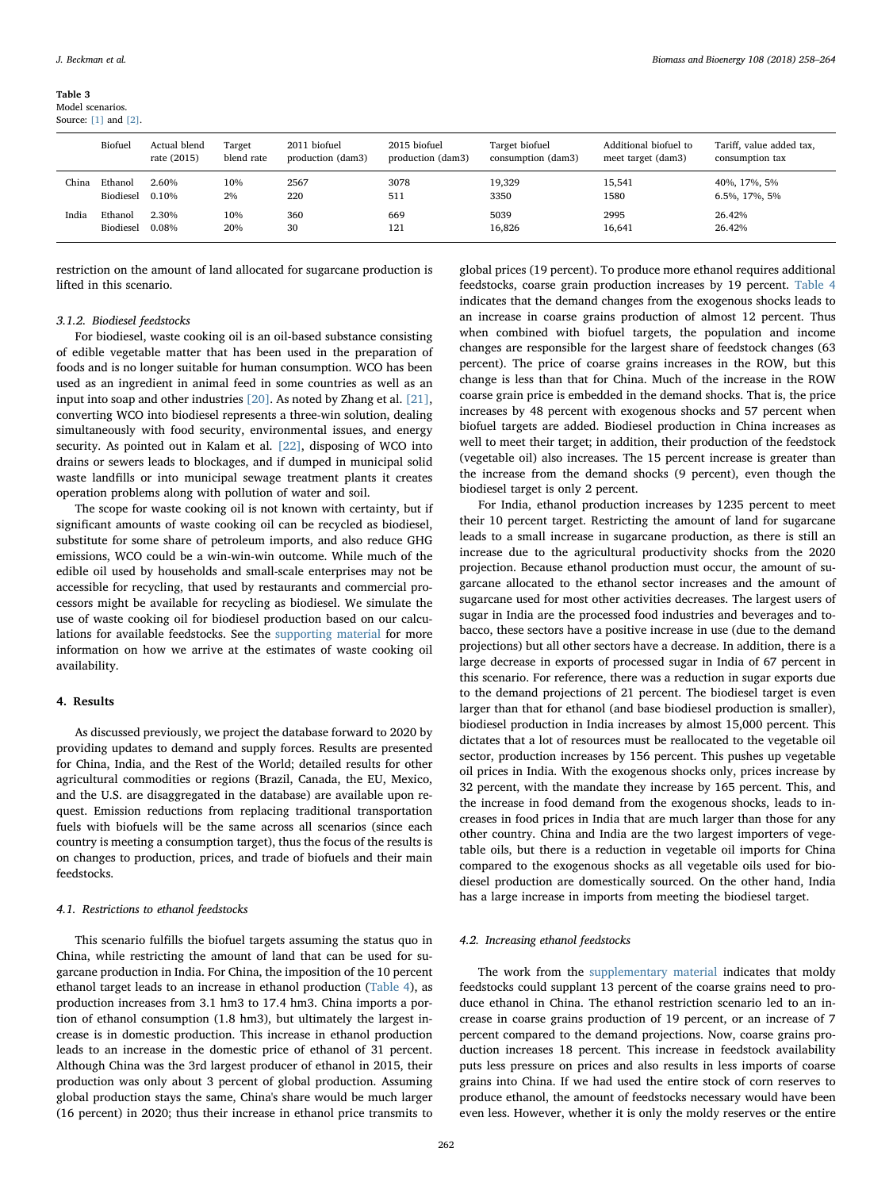**Table 3**
Model scenarios.
Source: [1] and [2].

| | Biofuel | Actual blend rate (2015) | Target blend rate | 2011 biofuel production (dam3) | 2015 biofuel production (dam3) | Target biofuel consumption (dam3) | Additional biofuel to meet target (dam3) | Tariff, value added tax, consumption tax |
|---|---|---|---|---|---|---|---|---|
| China | Ethanol | 2.60% | 10% | 2567 | 3078 | 19,329 | 15,541 | 40%, 17%, 5% |
| | Biodiesel | 0.10% | 2% | 220 | 511 | 3350 | 1580 | 6.5%, 17%, 5% |
| India | Ethanol | 2.30% | 10% | 360 | 669 | 5039 | 2995 | 26.42% |
| | Biodiesel | 0.08% | 20% | 30 | 121 | 16,826 | 16,641 | 26.42% |

restriction on the amount of land allocated for sugarcane production is lifted in this scenario.

#### 3.1.2. Biodiesel feedstocks

For biodiesel, waste cooking oil is an oil-based substance consisting of edible vegetable matter that has been used in the preparation of foods and is no longer suitable for human consumption. WCO has been used as an ingredient in animal feed in some countries as well as an input into soap and other industries [20]. As noted by Zhang et al. [21], converting WCO into biodiesel represents a three-win solution, dealing simultaneously with food security, environmental issues, and energy security. As pointed out in Kalam et al. [22], disposing of WCO into drains or sewers leads to blockages, and if dumped in municipal solid waste landfills or into municipal sewage treatment plants it creates operation problems along with pollution of water and soil.

The scope for waste cooking oil is not known with certainty, but if significant amounts of waste cooking oil can be recycled as biodiesel, substitute for some share of petroleum imports, and also reduce GHG emissions, WCO could be a win-win-win outcome. While much of the edible oil used by households and small-scale enterprises may not be accessible for recycling, that used by restaurants and commercial processors might be available for recycling as biodiesel. We simulate the use of waste cooking oil for biodiesel production based on our calculations for available feedstocks. See the supporting material for more information on how we arrive at the estimates of waste cooking oil availability.

## 4. Results

As discussed previously, we project the database forward to 2020 by providing updates to demand and supply forces. Results are presented for China, India, and the Rest of the World; detailed results for other agricultural commodities or regions (Brazil, Canada, the EU, Mexico, and the U.S. are disaggregated in the database) are available upon request. Emission reductions from replacing traditional transportation fuels with biofuels will be the same across all scenarios (since each country is meeting a consumption target), thus the focus of the results is on changes to production, prices, and trade of biofuels and their main feedstocks.

### 4.1. Restrictions to ethanol feedstocks

This scenario fulfills the biofuel targets assuming the status quo in China, while restricting the amount of land that can be used for sugarcane production in India. For China, the imposition of the 10 percent ethanol target leads to an increase in ethanol production (Table 4), as production increases from 3.1 hm3 to 17.4 hm3. China imports a portion of ethanol consumption (1.8 hm3), but ultimately the largest increase is in domestic production. This increase in ethanol production leads to an increase in the domestic price of ethanol of 31 percent. Although China was the 3rd largest producer of ethanol in 2015, their production was only about 3 percent of global production. Assuming global production stays the same, China's share would be much larger (16 percent) in 2020; thus their increase in ethanol price transmits to global prices (19 percent). To produce more ethanol requires additional feedstocks, coarse grain production increases by 19 percent. Table 4 indicates that the demand changes from the exogenous shocks leads to an increase in coarse grains production of almost 12 percent. Thus when combined with biofuel targets, the population and income changes are responsible for the largest share of feedstock changes (63 percent). The price of coarse grains increases in the ROW, but this change is less than that for China. Much of the increase in the ROW coarse grain price is embedded in the demand shocks. That is, the price increases by 48 percent with exogenous shocks and 57 percent when biofuel targets are added. Biodiesel production in China increases as well to meet their target; in addition, their production of the feedstock (vegetable oil) also increases. The 15 percent increase is greater than the increase from the demand shocks (9 percent), even though the biodiesel target is only 2 percent.

For India, ethanol production increases by 1235 percent to meet their 10 percent target. Restricting the amount of land for sugarcane leads to a small increase in sugarcane production, as there is still an increase due to the agricultural productivity shocks from the 2020 projection. Because ethanol production must occur, the amount of sugarcane allocated to the ethanol sector increases and the amount of sugarcane used for most other activities decreases. The largest users of sugar in India are the processed food industries and beverages and tobacco, these sectors have a positive increase in use (due to the demand projections) but all other sectors have a decrease. In addition, there is a large decrease in exports of processed sugar in India of 67 percent in this scenario. For reference, there was a reduction in sugar exports due to the demand projections of 21 percent. The biodiesel target is even larger than that for ethanol (and base biodiesel production is smaller), biodiesel production in India increases by almost 15,000 percent. This dictates that a lot of resources must be reallocated to the vegetable oil sector, production increases by 156 percent. This pushes up vegetable oil prices in India. With the exogenous shocks only, prices increase by 32 percent, with the mandate they increase by 165 percent. This, and the increase in food demand from the exogenous shocks, leads to increases in food prices in India that are much larger than those for any other country. China and India are the two largest importers of vegetable oils, but there is a reduction in vegetable oil imports for China compared to the exogenous shocks as all vegetable oils used for biodiesel production are domestically sourced. On the other hand, India has a large increase in imports from meeting the biodiesel target.

### 4.2. Increasing ethanol feedstocks

The work from the supplementary material indicates that moldy feedstocks could supplant 13 percent of the coarse grains need to produce ethanol in China. The ethanol restriction scenario led to an increase in coarse grains production of 19 percent, or an increase of 7 percent compared to the demand projections. Now, coarse grains production increases 18 percent. This increase in feedstock availability puts less pressure on prices and also results in less imports of coarse grains into China. If we had used the entire stock of corn reserves to produce ethanol, the amount of feedstocks necessary would have been even less. However, whether it is only the moldy reserves or the entire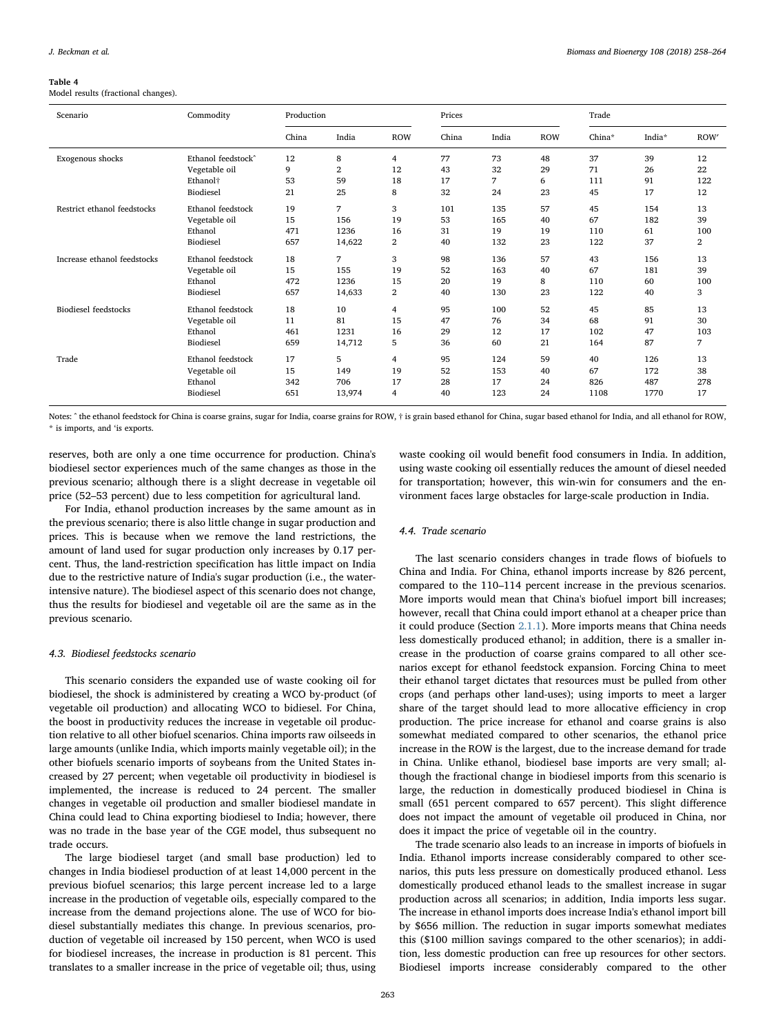**Table 4**
Model results (fractional changes).

| Scenario | Commodity | Production | | | Prices | | | Trade | | |
|---|---|---|---|---|---|---|---|---|---|---|
| | | China | India | ROW | China | India | ROW | China* | India* | ROW′ |
| Exogenous shocks | Ethanol feedstock^ | 12 | 8 | 4 | 77 | 73 | 48 | 37 | 39 | 12 |
| | Vegetable oil | 9 | 2 | 12 | 43 | 32 | 29 | 71 | 26 | 22 |
| | Ethanol† | 53 | 59 | 18 | 17 | 7 | 6 | 111 | 91 | 122 |
| | Biodiesel | 21 | 25 | 8 | 32 | 24 | 23 | 45 | 17 | 12 |
| Restrict ethanol feedstocks | Ethanol feedstock | 19 | 7 | 3 | 101 | 135 | 57 | 45 | 154 | 13 |
| | Vegetable oil | 15 | 156 | 19 | 53 | 165 | 40 | 67 | 182 | 39 |
| | Ethanol | 471 | 1236 | 16 | 31 | 19 | 19 | 110 | 61 | 100 |
| | Biodiesel | 657 | 14,622 | 2 | 40 | 132 | 23 | 122 | 37 | 2 |
| Increase ethanol feedstocks | Ethanol feedstock | 18 | 7 | 3 | 98 | 136 | 57 | 43 | 156 | 13 |
| | Vegetable oil | 15 | 155 | 19 | 52 | 163 | 40 | 67 | 181 | 39 |
| | Ethanol | 472 | 1236 | 15 | 20 | 19 | 8 | 110 | 60 | 100 |
| | Biodiesel | 657 | 14,633 | 2 | 40 | 130 | 23 | 122 | 40 | 3 |
| Biodiesel feedstocks | Ethanol feedstock | 18 | 10 | 4 | 95 | 100 | 52 | 45 | 85 | 13 |
| | Vegetable oil | 11 | 81 | 15 | 47 | 76 | 34 | 68 | 91 | 30 |
| | Ethanol | 461 | 1231 | 16 | 29 | 12 | 17 | 102 | 47 | 103 |
| | Biodiesel | 659 | 14,712 | 5 | 36 | 60 | 21 | 164 | 87 | 7 |
| Trade | Ethanol feedstock | 17 | 5 | 4 | 95 | 124 | 59 | 40 | 126 | 13 |
| | Vegetable oil | 15 | 149 | 19 | 52 | 153 | 40 | 67 | 172 | 38 |
| | Ethanol | 342 | 706 | 17 | 28 | 17 | 24 | 826 | 487 | 278 |
| | Biodiesel | 651 | 13,974 | 4 | 40 | 123 | 24 | 1108 | 1770 | 17 |

Notes: ^ the ethanol feedstock for China is coarse grains, sugar for India, coarse grains for ROW, † is grain based ethanol for China, sugar based ethanol for India, and all ethanol for ROW, * is imports, and ′is exports.

reserves, both are only a one time occurrence for production. China's biodiesel sector experiences much of the same changes as those in the previous scenario; although there is a slight decrease in vegetable oil price (52–53 percent) due to less competition for agricultural land.

For India, ethanol production increases by the same amount as in the previous scenario; there is also little change in sugar production and prices. This is because when we remove the land restrictions, the amount of land used for sugar production only increases by 0.17 percent. Thus, the land-restriction specification has little impact on India due to the restrictive nature of India's sugar production (i.e., the water-intensive nature). The biodiesel aspect of this scenario does not change, thus the results for biodiesel and vegetable oil are the same as in the previous scenario.

### 4.3. Biodiesel feedstocks scenario

This scenario considers the expanded use of waste cooking oil for biodiesel, the shock is administered by creating a WCO by-product (of vegetable oil production) and allocating WCO to bidiesel. For China, the boost in productivity reduces the increase in vegetable oil production relative to all other biofuel scenarios. China imports raw oilseeds in large amounts (unlike India, which imports mainly vegetable oil); in the other biofuels scenario imports of soybeans from the United States increased by 27 percent; when vegetable oil productivity in biodiesel is implemented, the increase is reduced to 24 percent. The smaller changes in vegetable oil production and smaller biodiesel mandate in China could lead to China exporting biodiesel to India; however, there was no trade in the base year of the CGE model, thus subsequent no trade occurs.

The large biodiesel target (and small base production) led to changes in India biodiesel production of at least 14,000 percent in the previous biofuel scenarios; this large percent increase led to a large increase in the production of vegetable oils, especially compared to the increase from the demand projections alone. The use of WCO for biodiesel substantially mediates this change. In previous scenarios, production of vegetable oil increased by 150 percent, when WCO is used for biodiesel increases, the increase in production is 81 percent. This translates to a smaller increase in the price of vegetable oil; thus, using waste cooking oil would benefit food consumers in India. In addition, using waste cooking oil essentially reduces the amount of diesel needed for transportation; however, this win-win for consumers and the environment faces large obstacles for large-scale production in India.

### 4.4. Trade scenario

The last scenario considers changes in trade flows of biofuels to China and India. For China, ethanol imports increase by 826 percent, compared to the 110–114 percent increase in the previous scenarios. More imports would mean that China's biofuel import bill increases; however, recall that China could import ethanol at a cheaper price than it could produce (Section 2.1.1). More imports means that China needs less domestically produced ethanol; in addition, there is a smaller increase in the production of coarse grains compared to all other scenarios except for ethanol feedstock expansion. Forcing China to meet their ethanol target dictates that resources must be pulled from other crops (and perhaps other land-uses); using imports to meet a larger share of the target should lead to more allocative efficiency in crop production. The price increase for ethanol and coarse grains is also somewhat mediated compared to other scenarios, the ethanol price increase in the ROW is the largest, due to the increase demand for trade in China. Unlike ethanol, biodiesel base imports are very small; although the fractional change in biodiesel imports from this scenario is large, the reduction in domestically produced biodiesel in China is small (651 percent compared to 657 percent). This slight difference does not impact the amount of vegetable oil produced in China, nor does it impact the price of vegetable oil in the country.

The trade scenario also leads to an increase in imports of biofuels in India. Ethanol imports increase considerably compared to other scenarios, this puts less pressure on domestically produced ethanol. Less domestically produced ethanol leads to the smallest increase in sugar production across all scenarios; in addition, India imports less sugar. The increase in ethanol imports does increase India's ethanol import bill by $656 million. The reduction in sugar imports somewhat mediates this ($100 million savings compared to the other scenarios); in addition, less domestic production can free up resources for other sectors. Biodiesel imports increase considerably compared to the other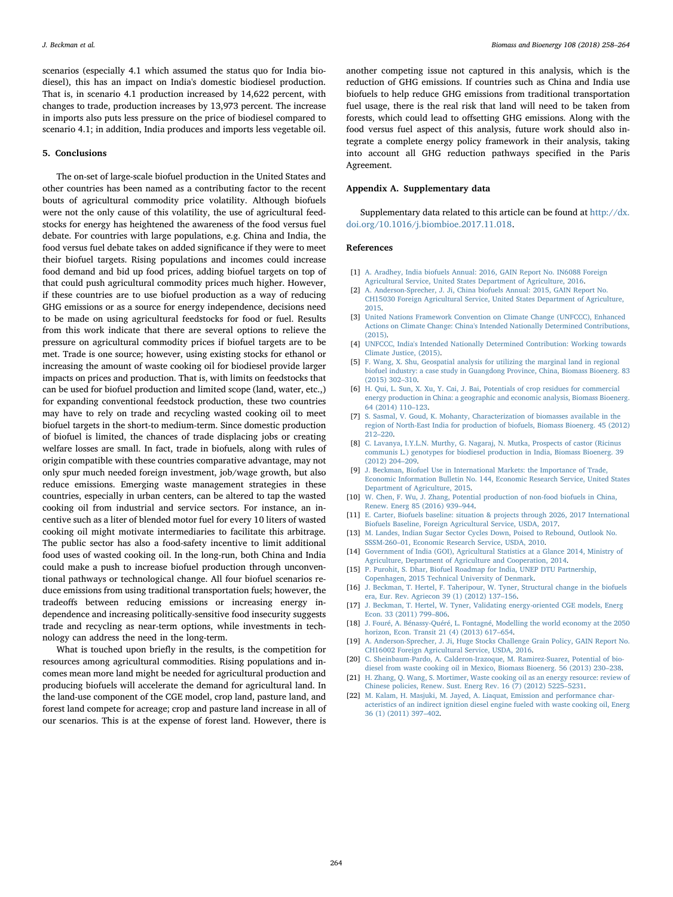scenarios (especially 4.1 which assumed the status quo for India biodiesel), this has an impact on India's domestic biodiesel production. That is, in scenario 4.1 production increased by 14,622 percent, with changes to trade, production increases by 13,973 percent. The increase in imports also puts less pressure on the price of biodiesel compared to scenario 4.1; in addition, India produces and imports less vegetable oil.

## 5. Conclusions

The on-set of large-scale biofuel production in the United States and other countries has been named as a contributing factor to the recent bouts of agricultural commodity price volatility. Although biofuels were not the only cause of this volatility, the use of agricultural feedstocks for energy has heightened the awareness of the food versus fuel debate. For countries with large populations, e.g. China and India, the food versus fuel debate takes on added significance if they were to meet their biofuel targets. Rising populations and incomes could increase food demand and bid up food prices, adding biofuel targets on top of that could push agricultural commodity prices much higher. However, if these countries are to use biofuel production as a way of reducing GHG emissions or as a source for energy independence, decisions need to be made on using agricultural feedstocks for food or fuel. Results from this work indicate that there are several options to relieve the pressure on agricultural commodity prices if biofuel targets are to be met. Trade is one source; however, using existing stocks for ethanol or increasing the amount of waste cooking oil for biodiesel provide larger impacts on prices and production. That is, with limits on feedstocks that can be used for biofuel production and limited scope (land, water, etc.,) for expanding conventional feedstock production, these two countries may have to rely on trade and recycling wasted cooking oil to meet biofuel targets in the short-to medium-term. Since domestic production of biofuel is limited, the chances of trade displacing jobs or creating welfare losses are small. In fact, trade in biofuels, along with rules of origin compatible with these countries comparative advantage, may not only spur much needed foreign investment, job/wage growth, but also reduce emissions. Emerging waste management strategies in these countries, especially in urban centers, can be altered to tap the wasted cooking oil from industrial and service sectors. For instance, an incentive such as a liter of blended motor fuel for every 10 liters of wasted cooking oil might motivate intermediaries to facilitate this arbitrage. The public sector has also a food-safety incentive to limit additional food uses of wasted cooking oil. In the long-run, both China and India could make a push to increase biofuel production through unconventional pathways or technological change. All four biofuel scenarios reduce emissions from using traditional transportation fuels; however, the tradeoffs between reducing emissions or increasing energy independence and increasing politically-sensitive food insecurity suggests trade and recycling as near-term options, while investments in technology can address the need in the long-term.

What is touched upon briefly in the results, is the competition for resources among agricultural commodities. Rising populations and incomes mean more land might be needed for agricultural production and producing biofuels will accelerate the demand for agricultural land. In the land-use component of the CGE model, crop land, pasture land, and forest land compete for acreage; crop and pasture land increase in all of our scenarios. This is at the expense of forest land. However, there is another competing issue not captured in this analysis, which is the reduction of GHG emissions. If countries such as China and India use biofuels to help reduce GHG emissions from traditional transportation fuel usage, there is the real risk that land will need to be taken from forests, which could lead to offsetting GHG emissions. Along with the food versus fuel aspect of this analysis, future work should also integrate a complete energy policy framework in their analysis, taking into account all GHG reduction pathways specified in the Paris Agreement.

## Appendix A. Supplementary data

Supplementary data related to this article can be found at http://dx.doi.org/10.1016/j.biombioe.2017.11.018.

## References

[1] A. Aradhey, India biofuels Annual: 2016, GAIN Report No. IN6088 Foreign Agricultural Service, United States Department of Agriculture, 2016.

[2] A. Anderson-Sprecher, J. Ji, China biofuels Annual: 2015, GAIN Report No. CH15030 Foreign Agricultural Service, United States Department of Agriculture, 2015.

[3] United Nations Framework Convention on Climate Change (UNFCCC), Enhanced Actions on Climate Change: China's Intended Nationally Determined Contributions, (2015).

[4] UNFCCC, India's Intended Nationally Determined Contribution: Working towards Climate Justice, (2015).

[5] F. Wang, X. Shu, Geospatial analysis for utilizing the marginal land in regional biofuel industry: a case study in Guangdong Province, China, Biomass Bioenerg. 83 (2015) 302–310.

[6] H. Qui, L. Sun, X. Xu, Y. Cai, J. Bai, Potentials of crop residues for commercial energy production in China: a geographic and economic analysis, Biomass Bioenerg. 64 (2014) 110–123.

[7] S. Sasmal, V. Goud, K. Mohanty, Characterization of biomasses available in the region of North-East India for production of biofuels, Biomass Bioenerg. 45 (2012) 212–220.

[8] C. Lavanya, I.Y.L.N. Murthy, G. Nagaraj, N. Mutka, Prospects of castor (Ricinus communis L.) genotypes for biodiesel production in India, Biomass Bioenerg. 39 (2012) 204–209.

[9] J. Beckman, Biofuel Use in International Markets: the Importance of Trade, Economic Information Bulletin No. 144, Economic Research Service, United States Department of Agriculture, 2015.

[10] W. Chen, F. Wu, J. Zhang, Potential production of non-food biofuels in China, Renew. Energ 85 (2016) 939–944.

[11] E. Carter, Biofuels baseline: situation & projects through 2026, 2017 International Biofuels Baseline, Foreign Agricultural Service, USDA, 2017.

[12] M. Landes, Indian Sugar Sector Cycles Down, Poised to Rebound, Outlook No. SSSM-260–01, Economic Research Service, USDA, 2010.

[13] Government of India (GOI), Agricultural Statistics at a Glance 2014, Ministry of Agriculture, Department of Agriculture and Cooperation, 2014.

[14] P. Purohit, S. Dhar, Biofuel Roadmap for India, UNEP DTU Partnership, Copenhagen, 2015 Technical University of Denmark.

[15] J. Beckman, T. Hertel, F. Taheripour, W. Tyner, Structural change in the biofuels era, Eur. Rev. Agriecon 39 (1) (2012) 137–156.

[16] J. Beckman, T. Hertel, W. Tyner, Validating energy-oriented CGE models, Energ Econ. 33 (2011) 799–806.

[17] J. Fouré, A. Bénassy-Quéré, L. Fontagné, Modelling the world economy at the 2050 horizon, Econ. Transit 21 (4) (2013) 617–654.

[18] A. Anderson-Sprecher, J. Ji, Huge Stocks Challenge Grain Policy, GAIN Report No. CH16002 Foreign Agricultural Service, USDA, 2016.

[19] C. Sheinbaum-Pardo, A. Calderon-Irazoque, M. Ramirez-Suarez, Potential of biodiesel from waste cooking oil in Mexico, Biomass Bioenerg. 56 (2013) 230–238.

[20] H. Zhang, Q. Wang, S. Mortimer, Waste cooking oil as an energy resource: review of Chinese policies, Renew. Sust. Energ Rev. 16 (7) (2012) 5225–5231.

[21] M. Kalam, H. Masjuki, M. Jayed, A. Liaquat, Emission and performance characteristics of an indirect ignition diesel engine fueled with waste cooking oil, Energ 36 (1) (2011) 397–402.